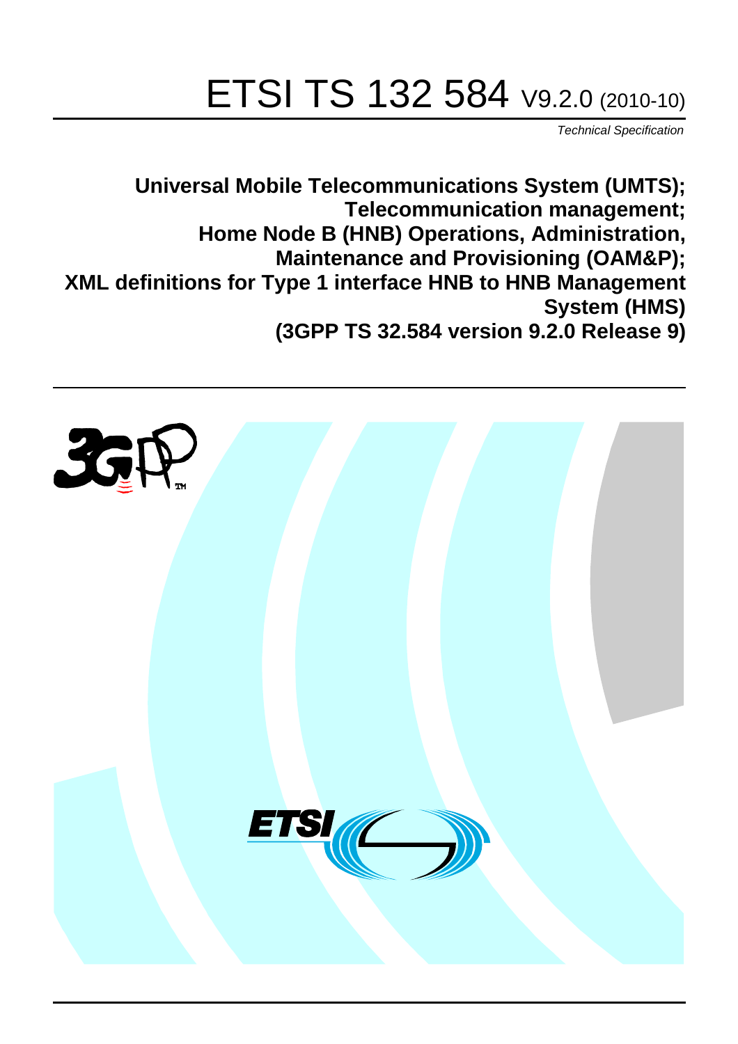# ETSI TS 132 584 V9.2.0 (2010-10)

*Technical Specification*

**Universal Mobile Telecommunications System (UMTS); Telecommunication management; Home Node B (HNB) Operations, Administration, Maintenance and Provisioning (OAM&P); XML definitions for Type 1 interface HNB to HNB Management System (HMS) (3GPP TS 32.584 version 9.2.0 Release 9)**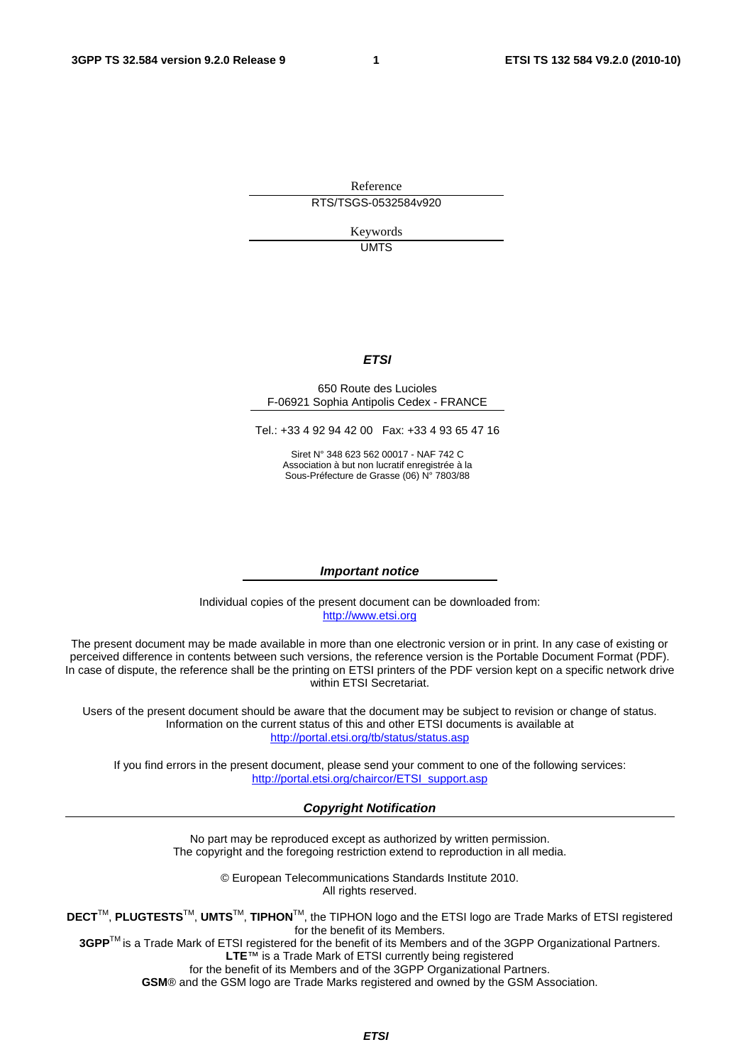Reference

RTS/TSGS-0532584v920

Keywords

UMTS

***ETSI***

650 Route des Lucioles
F-06921 Sophia Antipolis Cedex - FRANCE

Tel.: +33 4 92 94 42 00 Fax: +33 4 93 65 47 16

Siret N° 348 623 562 00017 - NAF 742 C
Association à but non lucratif enregistrée à la
Sous-Préfecture de Grasse (06) N° 7803/88

***Important notice***

Individual copies of the present document can be downloaded from:
http://www.etsi.org

The present document may be made available in more than one electronic version or in print. In any case of existing or perceived difference in contents between such versions, the reference version is the Portable Document Format (PDF). In case of dispute, the reference shall be the printing on ETSI printers of the PDF version kept on a specific network drive within ETSI Secretariat.

Users of the present document should be aware that the document may be subject to revision or change of status. Information on the current status of this and other ETSI documents is available at
http://portal.etsi.org/tb/status/status.asp

If you find errors in the present document, please send your comment to one of the following services:
http://portal.etsi.org/chaircor/ETSI_support.asp

***Copyright Notification***

No part may be reproduced except as authorized by written permission.
The copyright and the foregoing restriction extend to reproduction in all media.

© European Telecommunications Standards Institute 2010.
All rights reserved.

**DECT**TM, **PLUGTESTS**TM, **UMTS**TM, **TIPHON**TM, the TIPHON logo and the ETSI logo are Trade Marks of ETSI registered for the benefit of its Members.
**3GPP**TM is a Trade Mark of ETSI registered for the benefit of its Members and of the 3GPP Organizational Partners.
**LTE**™ is a Trade Mark of ETSI currently being registered
for the benefit of its Members and of the 3GPP Organizational Partners.
**GSM**® and the GSM logo are Trade Marks registered and owned by the GSM Association.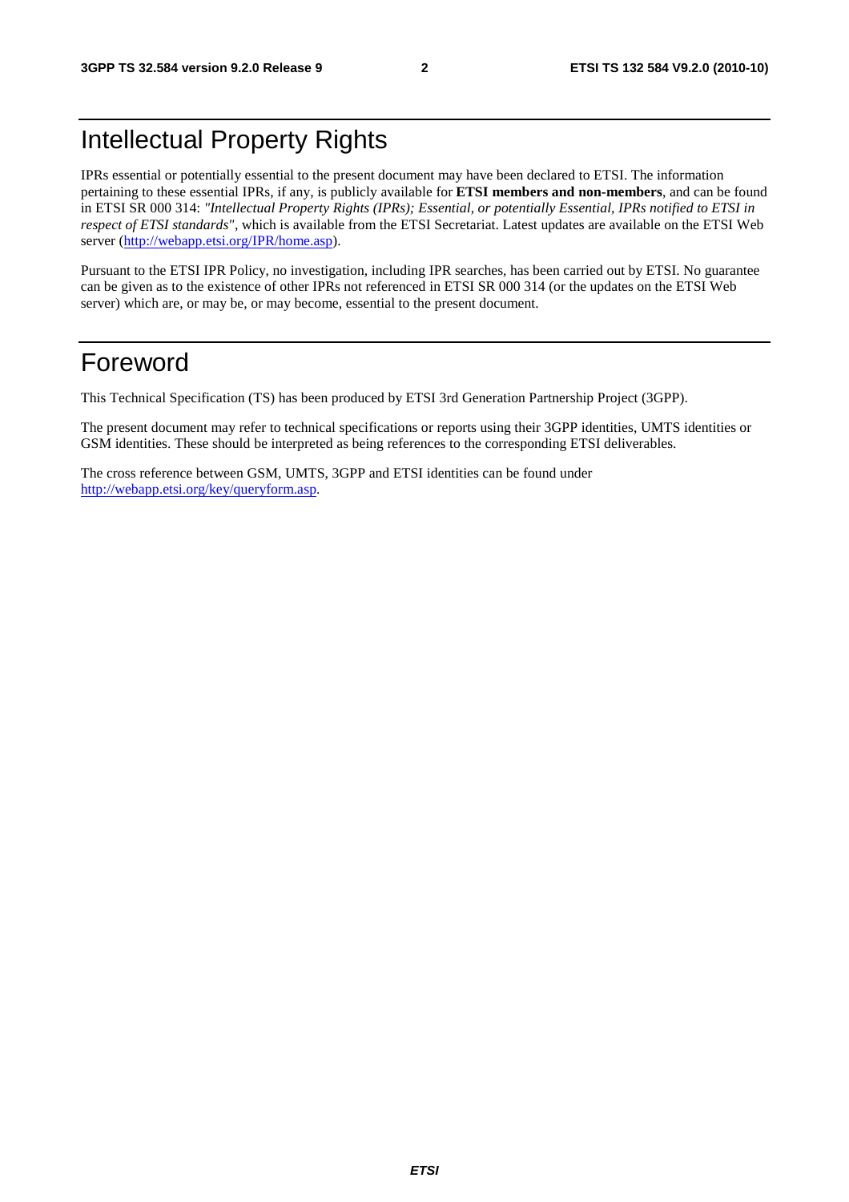# Intellectual Property Rights

IPRs essential or potentially essential to the present document may have been declared to ETSI. The information pertaining to these essential IPRs, if any, is publicly available for **ETSI members and non-members**, and can be found in ETSI SR 000 314: *"Intellectual Property Rights (IPRs); Essential, or potentially Essential, IPRs notified to ETSI in respect of ETSI standards"*, which is available from the ETSI Secretariat. Latest updates are available on the ETSI Web server (http://webapp.etsi.org/IPR/home.asp).

Pursuant to the ETSI IPR Policy, no investigation, including IPR searches, has been carried out by ETSI. No guarantee can be given as to the existence of other IPRs not referenced in ETSI SR 000 314 (or the updates on the ETSI Web server) which are, or may be, or may become, essential to the present document.

# Foreword

This Technical Specification (TS) has been produced by ETSI 3rd Generation Partnership Project (3GPP).

The present document may refer to technical specifications or reports using their 3GPP identities, UMTS identities or GSM identities. These should be interpreted as being references to the corresponding ETSI deliverables.

The cross reference between GSM, UMTS, 3GPP and ETSI identities can be found under http://webapp.etsi.org/key/queryform.asp.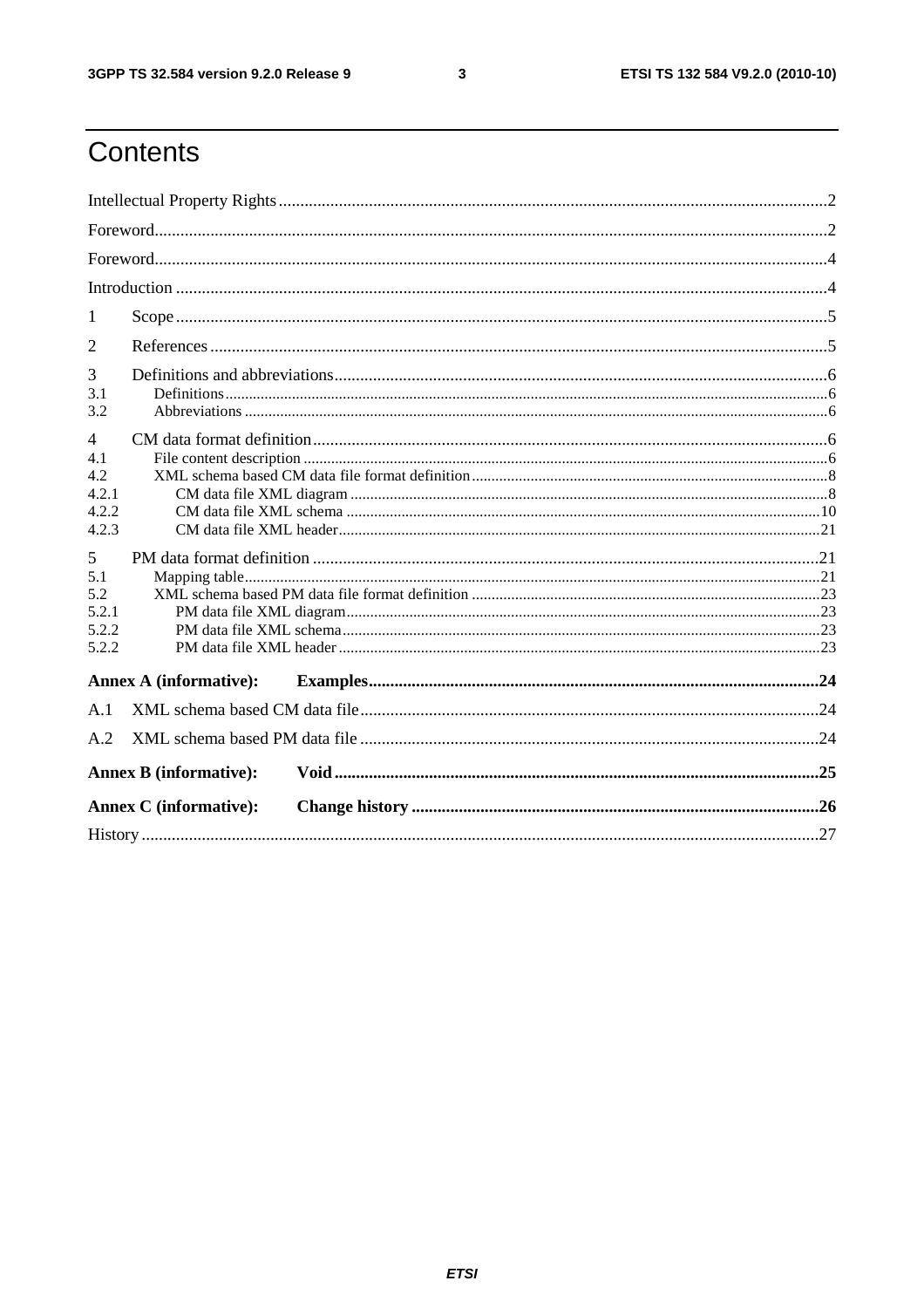# Contents

Intellectual Property Rights ..... 2

Foreword ..... 2

Foreword ..... 4

Introduction ..... 4

1 Scope ..... 5

2 References ..... 5

3 Definitions and abbreviations ..... 6

3.1 Definitions ..... 6

3.2 Abbreviations ..... 6

4 CM data format definition ..... 6

4.1 File content description ..... 6

4.2 XML schema based CM data file format definition ..... 8

4.2.1 CM data file XML diagram ..... 8

4.2.2 CM data file XML schema ..... 10

4.2.3 CM data file XML header ..... 21

5 PM data format definition ..... 21

5.1 Mapping table ..... 21

5.2 XML schema based PM data file format definition ..... 23

5.2.1 PM data file XML diagram ..... 23

5.2.2 PM data file XML schema ..... 23

5.2.2 PM data file XML header ..... 23

**Annex A (informative): Examples ..... 24**

A.1 XML schema based CM data file ..... 24

A.2 XML schema based PM data file ..... 24

**Annex B (informative): Void ..... 25**

**Annex C (informative): Change history ..... 26**

History ..... 27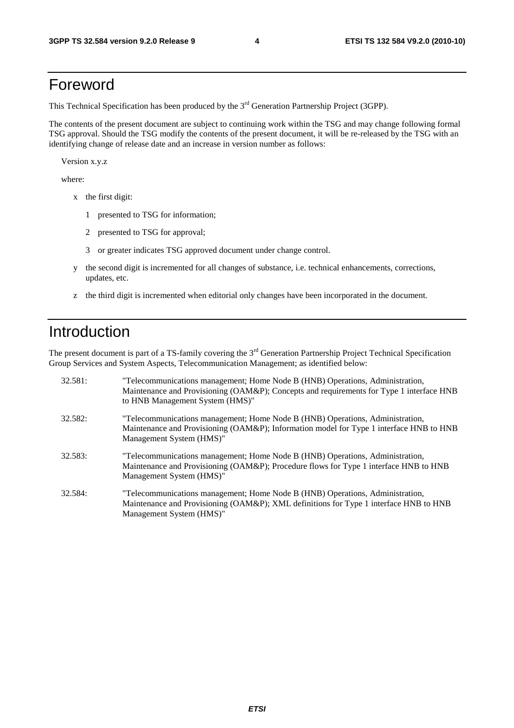# Foreword

This Technical Specification has been produced by the 3rd Generation Partnership Project (3GPP).

The contents of the present document are subject to continuing work within the TSG and may change following formal TSG approval. Should the TSG modify the contents of the present document, it will be re-released by the TSG with an identifying change of release date and an increase in version number as follows:

Version x.y.z

where:

- x the first digit:
  - 1 presented to TSG for information;
  - 2 presented to TSG for approval;
  - 3 or greater indicates TSG approved document under change control.
- y the second digit is incremented for all changes of substance, i.e. technical enhancements, corrections, updates, etc.
- z the third digit is incremented when editorial only changes have been incorporated in the document.

# Introduction

The present document is part of a TS-family covering the 3rd Generation Partnership Project Technical Specification Group Services and System Aspects, Telecommunication Management; as identified below:

32.581: "Telecommunications management; Home Node B (HNB) Operations, Administration, Maintenance and Provisioning (OAM&P); Concepts and requirements for Type 1 interface HNB to HNB Management System (HMS)"

32.582: "Telecommunications management; Home Node B (HNB) Operations, Administration, Maintenance and Provisioning (OAM&P); Information model for Type 1 interface HNB to HNB Management System (HMS)"

32.583: "Telecommunications management; Home Node B (HNB) Operations, Administration, Maintenance and Provisioning (OAM&P); Procedure flows for Type 1 interface HNB to HNB Management System (HMS)"

32.584: "Telecommunications management; Home Node B (HNB) Operations, Administration, Maintenance and Provisioning (OAM&P); XML definitions for Type 1 interface HNB to HNB Management System (HMS)"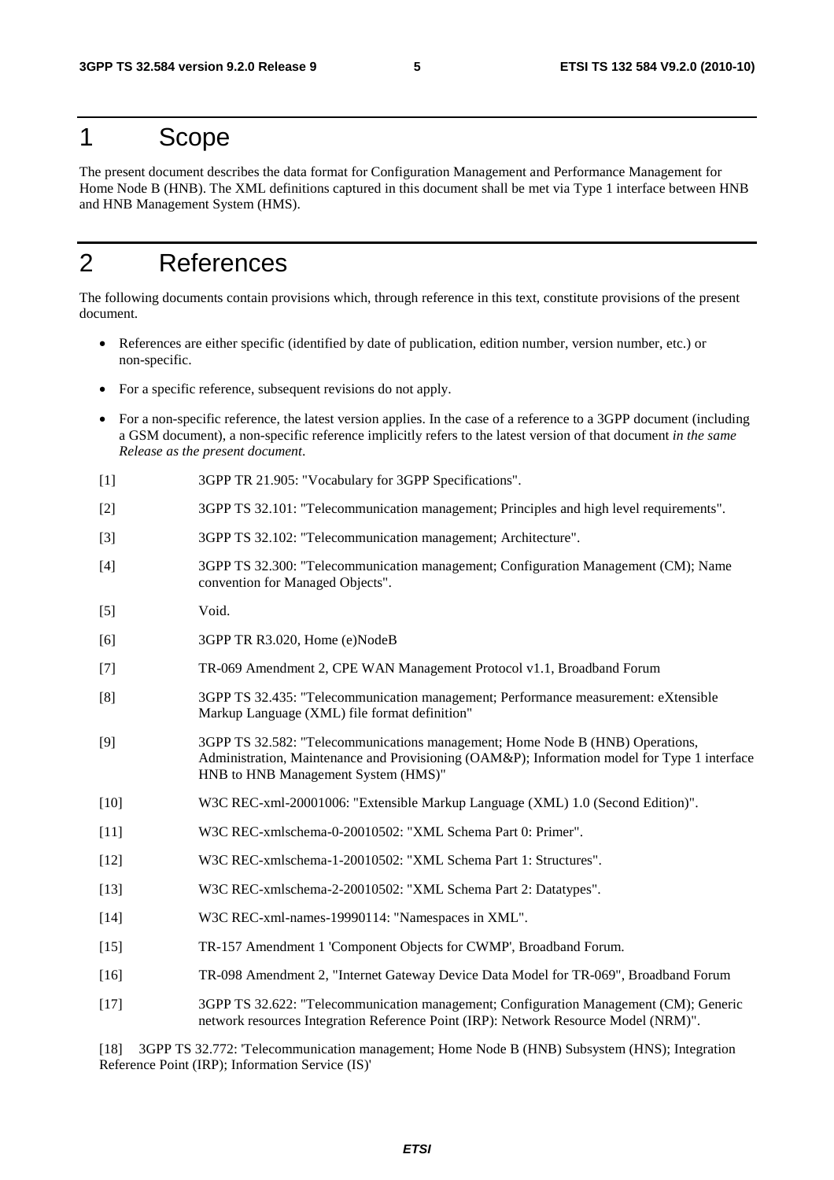# 1 Scope

The present document describes the data format for Configuration Management and Performance Management for Home Node B (HNB). The XML definitions captured in this document shall be met via Type 1 interface between HNB and HNB Management System (HMS).

# 2 References

The following documents contain provisions which, through reference in this text, constitute provisions of the present document.

- References are either specific (identified by date of publication, edition number, version number, etc.) or non-specific.
- For a specific reference, subsequent revisions do not apply.
- For a non-specific reference, the latest version applies. In the case of a reference to a 3GPP document (including a GSM document), a non-specific reference implicitly refers to the latest version of that document *in the same Release as the present document*.

[1] 3GPP TR 21.905: "Vocabulary for 3GPP Specifications".

[2] 3GPP TS 32.101: "Telecommunication management; Principles and high level requirements".

[3] 3GPP TS 32.102: "Telecommunication management; Architecture".

[4] 3GPP TS 32.300: "Telecommunication management; Configuration Management (CM); Name convention for Managed Objects".

[5] Void.

[6] 3GPP TR R3.020, Home (e)NodeB

[7] TR-069 Amendment 2, CPE WAN Management Protocol v1.1, Broadband Forum

[8] 3GPP TS 32.435: "Telecommunication management; Performance measurement: eXtensible Markup Language (XML) file format definition"

[9] 3GPP TS 32.582: "Telecommunications management; Home Node B (HNB) Operations, Administration, Maintenance and Provisioning (OAM&P); Information model for Type 1 interface HNB to HNB Management System (HMS)"

[10] W3C REC-xml-20001006: "Extensible Markup Language (XML) 1.0 (Second Edition)".

[11] W3C REC-xmlschema-0-20010502: "XML Schema Part 0: Primer".

[12] W3C REC-xmlschema-1-20010502: "XML Schema Part 1: Structures".

[13] W3C REC-xmlschema-2-20010502: "XML Schema Part 2: Datatypes".

[14] W3C REC-xml-names-19990114: "Namespaces in XML".

[15] TR-157 Amendment 1 'Component Objects for CWMP', Broadband Forum.

[16] TR-098 Amendment 2, "Internet Gateway Device Data Model for TR-069", Broadband Forum

[17] 3GPP TS 32.622: "Telecommunication management; Configuration Management (CM); Generic network resources Integration Reference Point (IRP): Network Resource Model (NRM)".

[18] 3GPP TS 32.772: 'Telecommunication management; Home Node B (HNB) Subsystem (HNS); Integration Reference Point (IRP); Information Service (IS)'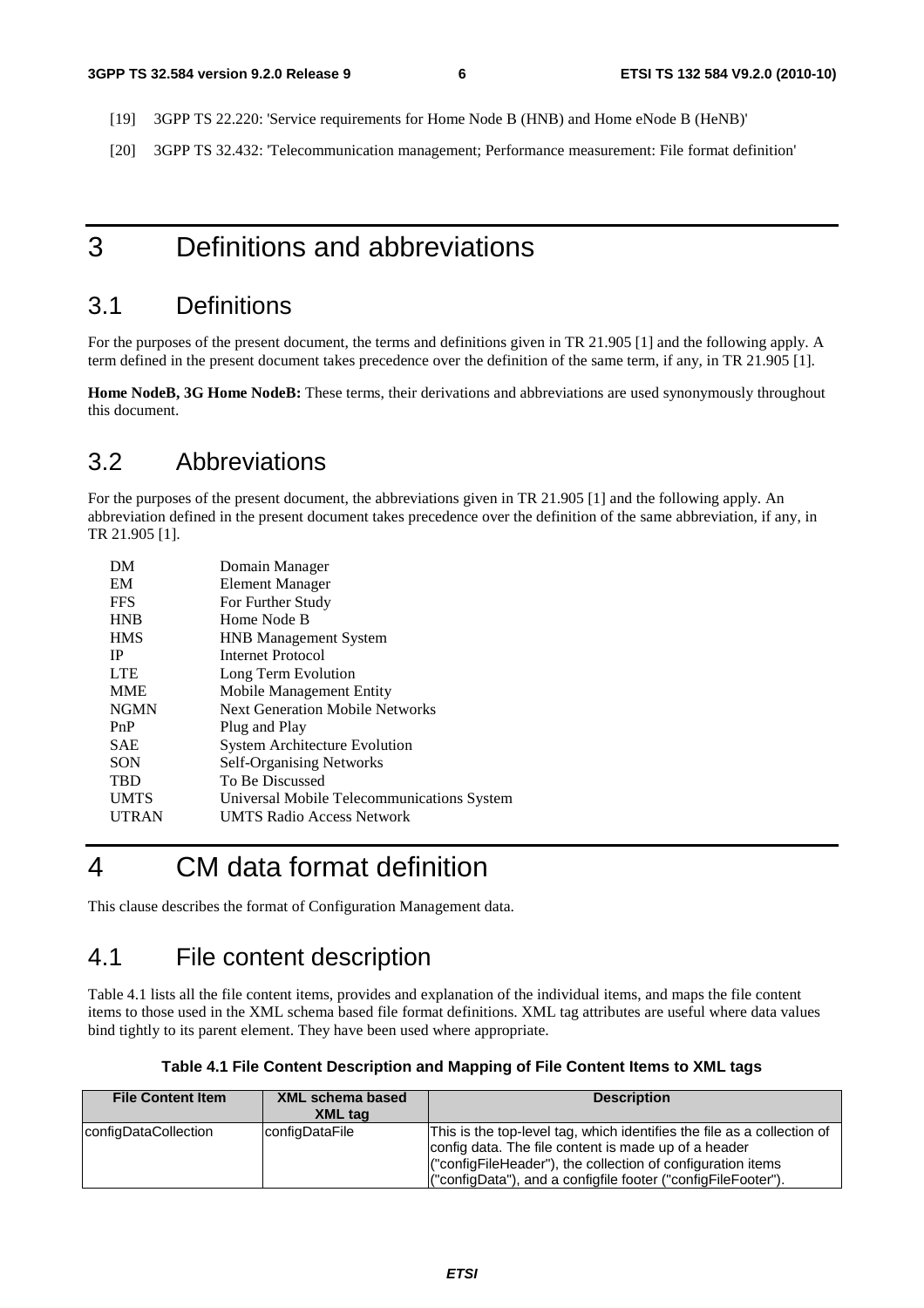[19] 3GPP TS 22.220: 'Service requirements for Home Node B (HNB) and Home eNode B (HeNB)'

[20] 3GPP TS 32.432: 'Telecommunication management; Performance measurement: File format definition'

# 3 Definitions and abbreviations

## 3.1 Definitions

For the purposes of the present document, the terms and definitions given in TR 21.905 [1] and the following apply. A term defined in the present document takes precedence over the definition of the same term, if any, in TR 21.905 [1].

**Home NodeB, 3G Home NodeB:** These terms, their derivations and abbreviations are used synonymously throughout this document.

## 3.2 Abbreviations

For the purposes of the present document, the abbreviations given in TR 21.905 [1] and the following apply. An abbreviation defined in the present document takes precedence over the definition of the same abbreviation, if any, in TR 21.905 [1].

| | |
|---|---|
| DM | Domain Manager |
| EM | Element Manager |
| FFS | For Further Study |
| HNB | Home Node B |
| HMS | HNB Management System |
| IP | Internet Protocol |
| LTE | Long Term Evolution |
| MME | Mobile Management Entity |
| NGMN | Next Generation Mobile Networks |
| PnP | Plug and Play |
| SAE | System Architecture Evolution |
| SON | Self-Organising Networks |
| TBD | To Be Discussed |
| UMTS | Universal Mobile Telecommunications System |
| UTRAN | UMTS Radio Access Network |

# 4 CM data format definition

This clause describes the format of Configuration Management data.

## 4.1 File content description

Table 4.1 lists all the file content items, provides and explanation of the individual items, and maps the file content items to those used in the XML schema based file format definitions. XML tag attributes are useful where data values bind tightly to its parent element. They have been used where appropriate.

**Table 4.1 File Content Description and Mapping of File Content Items to XML tags**

| File Content Item | XML schema based XML tag | Description |
|---|---|---|
| configDataCollection | configDataFile | This is the top-level tag, which identifies the file as a collection of config data. The file content is made up of a header ("configFileHeader"), the collection of configuration items ("configData"), and a configfile footer ("configFileFooter"). |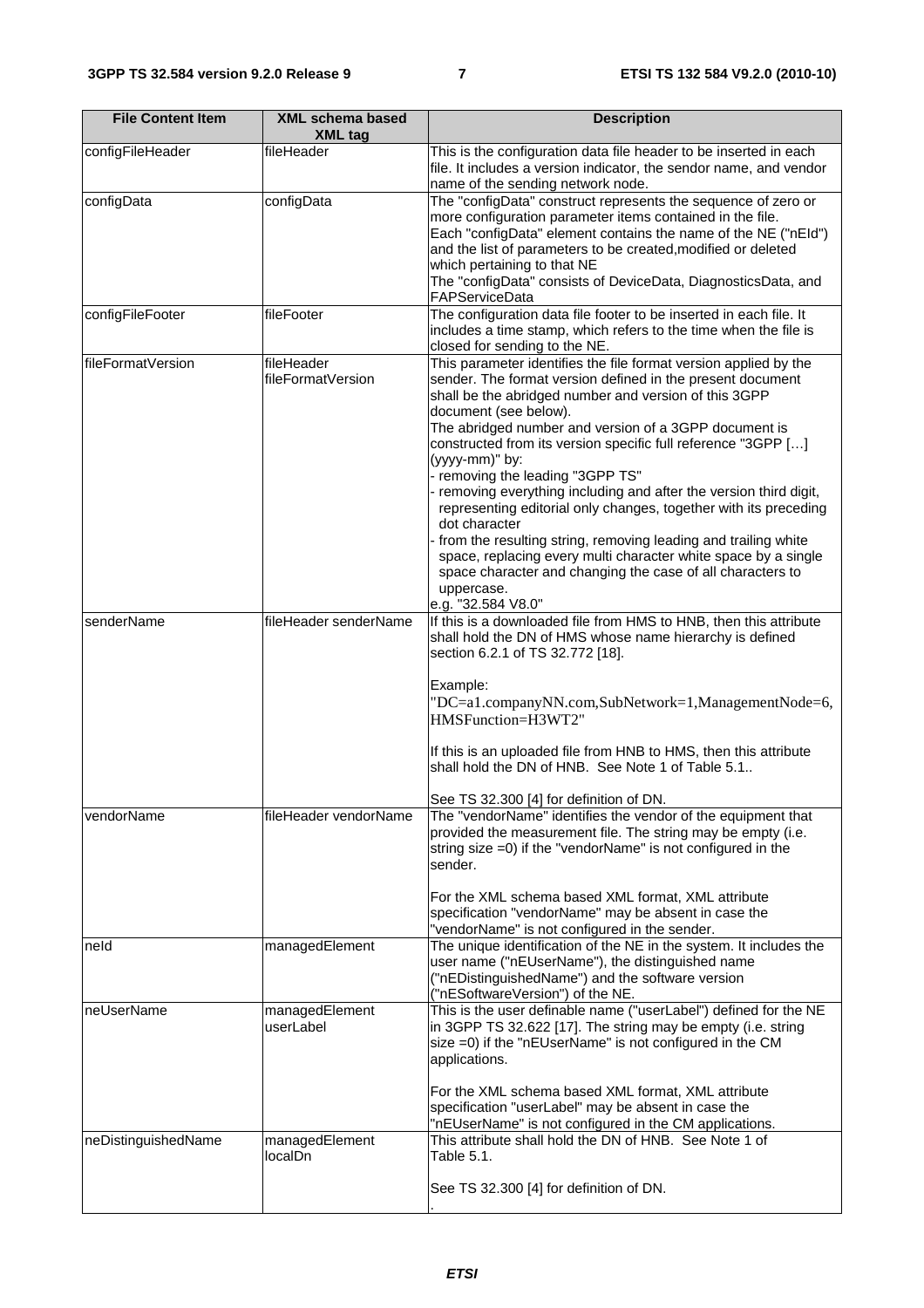| File Content Item | XML schema based XML tag | Description |
|---|---|---|
| configFileHeader | fileHeader | This is the configuration data file header to be inserted in each file. It includes a version indicator, the sendor name, and vendor name of the sending network node. |
| configData | configData | The "configData" construct represents the sequence of zero or more configuration parameter items contained in the file. Each "configData" element contains the name of the NE ("nEId") and the list of parameters to be created,modified or deleted which pertaining to that NE The "configData" consists of DeviceData, DiagnosticsData, and FAPServiceData |
| configFileFooter | fileFooter | The configuration data file footer to be inserted in each file. It includes a time stamp, which refers to the time when the file is closed for sending to the NE. |
| fileFormatVersion | fileHeader fileFormatVersion | This parameter identifies the file format version applied by the sender. The format version defined in the present document shall be the abridged number and version of this 3GPP document (see below).<br>The abridged number and version of a 3GPP document is constructed from its version specific full reference "3GPP […] (yyyy-mm)" by:<br>- removing the leading "3GPP TS"<br>- removing everything including and after the version third digit, representing editorial only changes, together with its preceding dot character<br>- from the resulting string, removing leading and trailing white space, replacing every multi character white space by a single space character and changing the case of all characters to uppercase.<br>e.g. "32.584 V8.0" |
| senderName | fileHeader senderName | If this is a downloaded file from HMS to HNB, then this attribute shall hold the DN of HMS whose name hierarchy is defined section 6.2.1 of TS 32.772 [18].<br><br>Example:<br>"DC=a1.companyNN.com,SubNetwork=1,ManagementNode=6, HMSFunction=H3WT2"<br><br>If this is an uploaded file from HNB to HMS, then this attribute shall hold the DN of HNB. See Note 1 of Table 5.1..<br><br>See TS 32.300 [4] for definition of DN. |
| vendorName | fileHeader vendorName | The "vendorName" identifies the vendor of the equipment that provided the measurement file. The string may be empty (i.e. string size =0) if the "vendorName" is not configured in the sender.<br><br>For the XML schema based XML format, XML attribute specification "vendorName" may be absent in case the "vendorName" is not configured in the sender. |
| neId | managedElement | The unique identification of the NE in the system. It includes the user name ("nEUserName"), the distinguished name ("nEDistinguishedName") and the software version ("nESoftwareVersion") of the NE. |
| neUserName | managedElement userLabel | This is the user definable name ("userLabel") defined for the NE in 3GPP TS 32.622 [17]. The string may be empty (i.e. string size =0) if the "nEUserName" is not configured in the CM applications.<br><br>For the XML schema based XML format, XML attribute specification "userLabel" may be absent in case the "nEUserName" is not configured in the CM applications. |
| neDistinguishedName | managedElement localDn | This attribute shall hold the DN of HNB. See Note 1 of Table 5.1.<br><br>See TS 32.300 [4] for definition of DN.<br>. |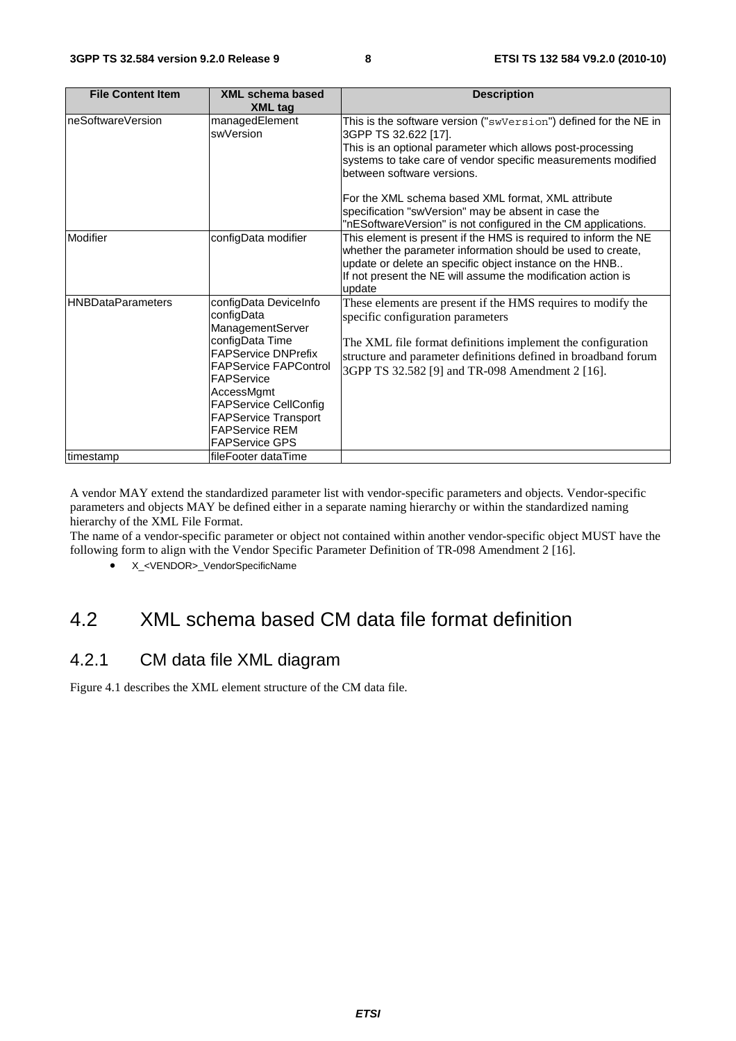| File Content Item | XML schema based XML tag | Description |
| --- | --- | --- |
| neSoftwareVersion | managedElement swVersion | This is the software version ("swVersion") defined for the NE in 3GPP TS 32.622 [17].<br>This is an optional parameter which allows post-processing systems to take care of vendor specific measurements modified between software versions.<br><br>For the XML schema based XML format, XML attribute specification "swVersion" may be absent in case the "nESoftwareVersion" is not configured in the CM applications. |
| Modifier | configData modifier | This element is present if the HMS is required to inform the NE whether the parameter information should be used to create, update or delete an specific object instance on the HNB..<br>If not present the NE will assume the modification action is update |
| HNBDataParameters | configData DeviceInfo<br>configData ManagementServer<br>configData Time<br>FAPService DNPrefix<br>FAPService FAPControl<br>FAPService AccessMgmt<br>FAPService CellConfig<br>FAPService Transport<br>FAPService REM<br>FAPService GPS | These elements are present if the HMS requires to modify the specific configuration parameters<br><br>The XML file format definitions implement the configuration structure and parameter definitions defined in broadband forum 3GPP TS 32.582 [9] and TR-098 Amendment 2 [16]. |
| timestamp | fileFooter dataTime | |

A vendor MAY extend the standardized parameter list with vendor-specific parameters and objects. Vendor-specific parameters and objects MAY be defined either in a separate naming hierarchy or within the standardized naming hierarchy of the XML File Format.
The name of a vendor-specific parameter or object not contained within another vendor-specific object MUST have the following form to align with the Vendor Specific Parameter Definition of TR-098 Amendment 2 [16].

- X_<VENDOR>_VendorSpecificName

## 4.2 XML schema based CM data file format definition

### 4.2.1 CM data file XML diagram

Figure 4.1 describes the XML element structure of the CM data file.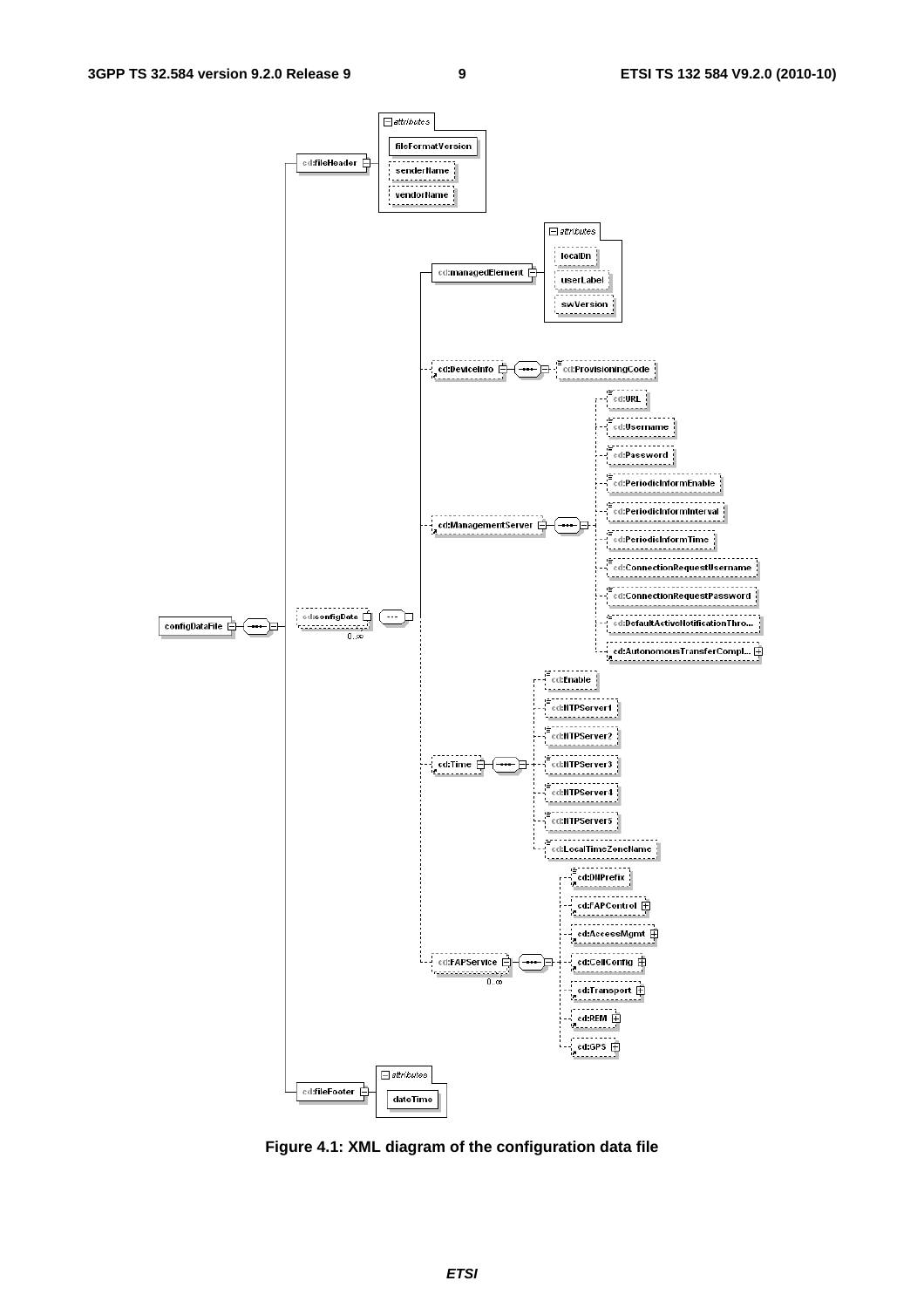Figure 4.1: XML diagram of the configuration data file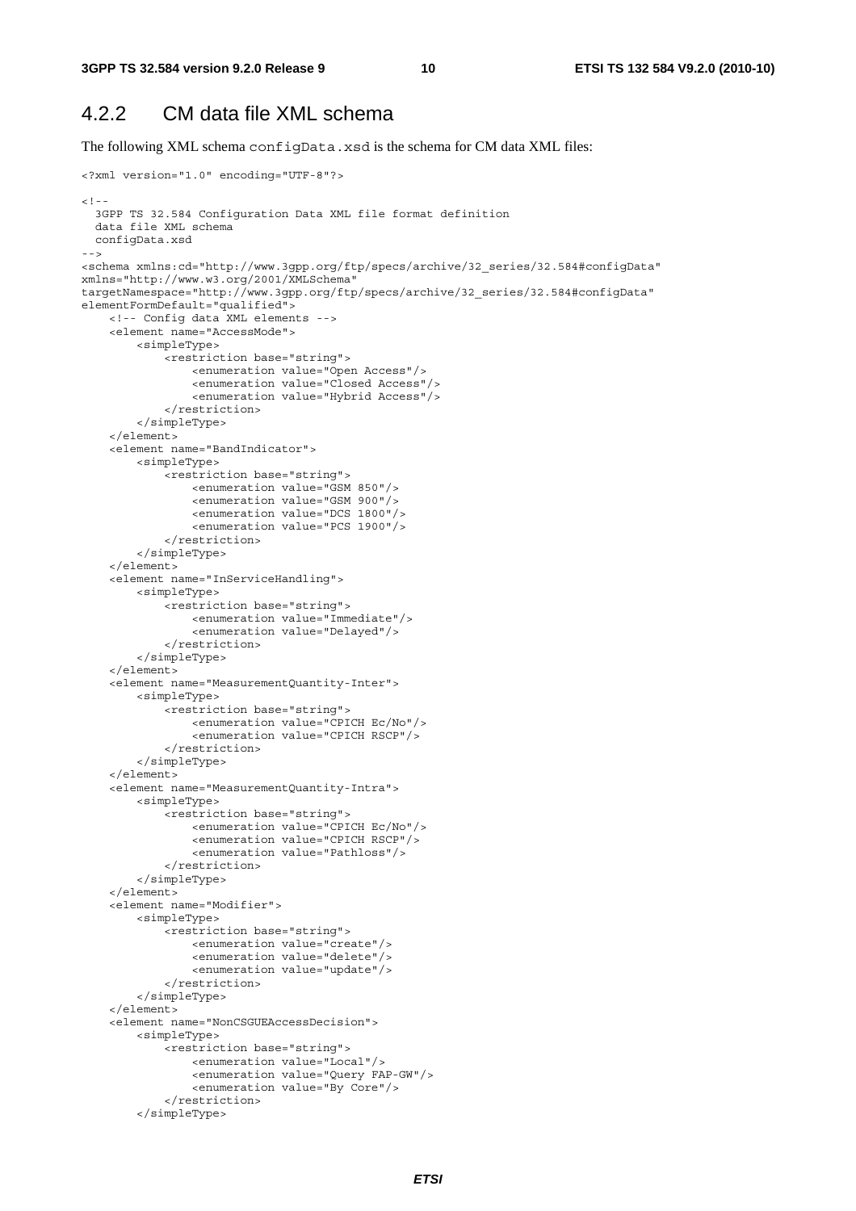## 4.2.2 CM data file XML schema

The following XML schema `configData.xsd` is the schema for CM data XML files:

```
<?xml version="1.0" encoding="UTF-8"?>

<!--
  3GPP TS 32.584 Configuration Data XML file format definition
  data file XML schema
  configData.xsd
-->
<schema xmlns:cd="http://www.3gpp.org/ftp/specs/archive/32_series/32.584#configData"
xmlns="http://www.w3.org/2001/XMLSchema"
targetNamespace="http://www.3gpp.org/ftp/specs/archive/32_series/32.584#configData"
elementFormDefault="qualified">
    <!-- Config data XML elements -->
    <element name="AccessMode">
        <simpleType>
            <restriction base="string">
                <enumeration value="Open Access"/>
                <enumeration value="Closed Access"/>
                <enumeration value="Hybrid Access"/>
            </restriction>
        </simpleType>
    </element>
    <element name="BandIndicator">
        <simpleType>
            <restriction base="string">
                <enumeration value="GSM 850"/>
                <enumeration value="GSM 900"/>
                <enumeration value="DCS 1800"/>
                <enumeration value="PCS 1900"/>
            </restriction>
        </simpleType>
    </element>
    <element name="InServiceHandling">
        <simpleType>
            <restriction base="string">
                <enumeration value="Immediate"/>
                <enumeration value="Delayed"/>
            </restriction>
        </simpleType>
    </element>
    <element name="MeasurementQuantity-Inter">
        <simpleType>
            <restriction base="string">
                <enumeration value="CPICH Ec/No"/>
                <enumeration value="CPICH RSCP"/>
            </restriction>
        </simpleType>
    </element>
    <element name="MeasurementQuantity-Intra">
        <simpleType>
            <restriction base="string">
                <enumeration value="CPICH Ec/No"/>
                <enumeration value="CPICH RSCP"/>
                <enumeration value="Pathloss"/>
            </restriction>
        </simpleType>
    </element>
    <element name="Modifier">
        <simpleType>
            <restriction base="string">
                <enumeration value="create"/>
                <enumeration value="delete"/>
                <enumeration value="update"/>
            </restriction>
        </simpleType>
    </element>
    <element name="NonCSGUEAccessDecision">
        <simpleType>
            <restriction base="string">
                <enumeration value="Local"/>
                <enumeration value="Query FAP-GW"/>
                <enumeration value="By Core"/>
            </restriction>
        </simpleType>
```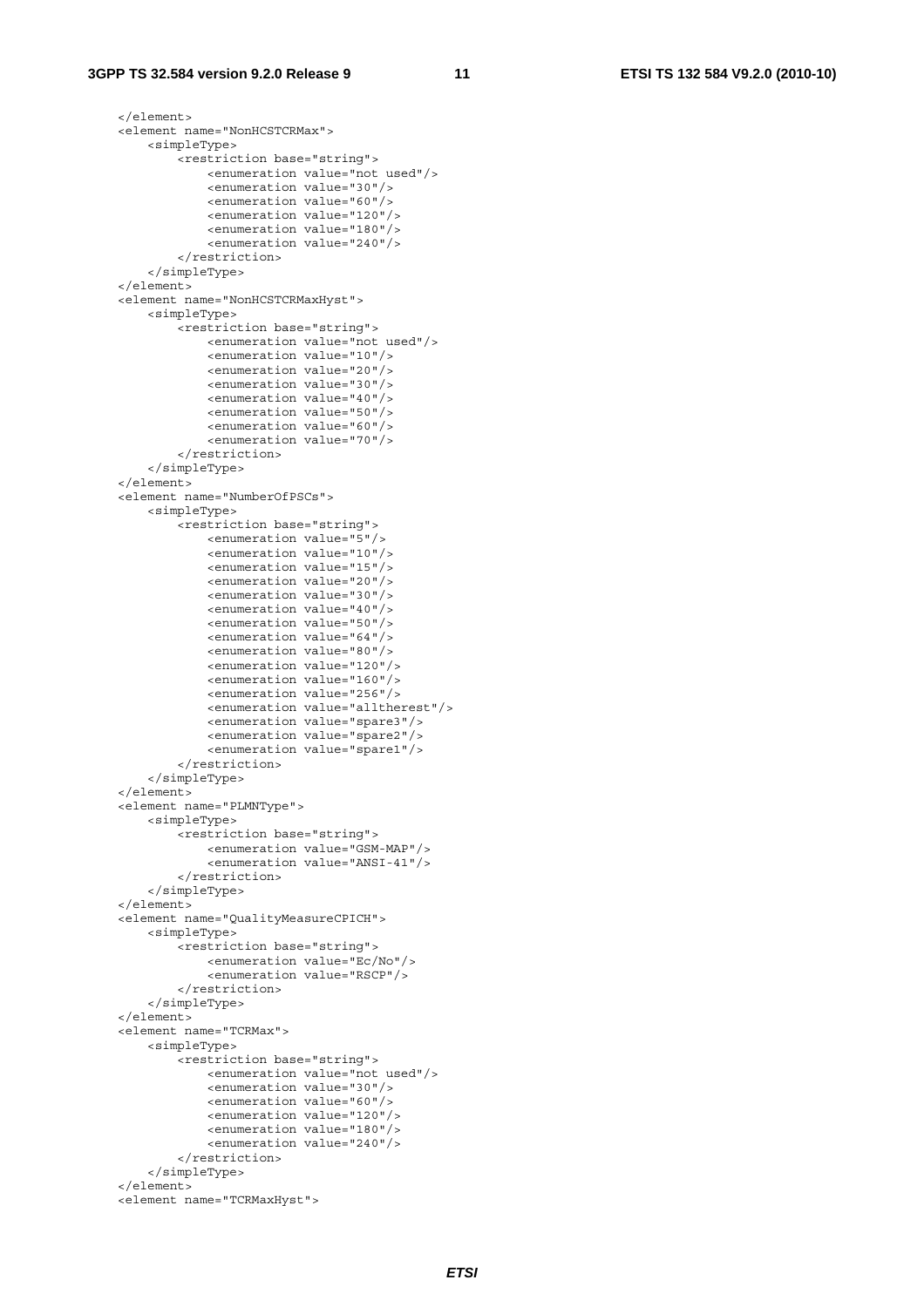```
        </element>
        <element name="NonHCSTCRMax">
            <simpleType>
                <restriction base="string">
                    <enumeration value="not used"/>
                    <enumeration value="30"/>
                    <enumeration value="60"/>
                    <enumeration value="120"/>
                    <enumeration value="180"/>
                    <enumeration value="240"/>
                </restriction>
            </simpleType>
        </element>
        <element name="NonHCSTCRMaxHyst">
            <simpleType>
                <restriction base="string">
                    <enumeration value="not used"/>
                    <enumeration value="10"/>
                    <enumeration value="20"/>
                    <enumeration value="30"/>
                    <enumeration value="40"/>
                    <enumeration value="50"/>
                    <enumeration value="60"/>
                    <enumeration value="70"/>
                </restriction>
            </simpleType>
        </element>
        <element name="NumberOfPSCs">
            <simpleType>
                <restriction base="string">
                    <enumeration value="5"/>
                    <enumeration value="10"/>
                    <enumeration value="15"/>
                    <enumeration value="20"/>
                    <enumeration value="30"/>
                    <enumeration value="40"/>
                    <enumeration value="50"/>
                    <enumeration value="64"/>
                    <enumeration value="80"/>
                    <enumeration value="120"/>
                    <enumeration value="160"/>
                    <enumeration value="256"/>
                    <enumeration value="alltherest"/>
                    <enumeration value="spare3"/>
                    <enumeration value="spare2"/>
                    <enumeration value="spare1"/>
                </restriction>
            </simpleType>
        </element>
        <element name="PLMNType">
            <simpleType>
                <restriction base="string">
                    <enumeration value="GSM-MAP"/>
                    <enumeration value="ANSI-41"/>
                </restriction>
            </simpleType>
        </element>
        <element name="QualityMeasureCPICH">
            <simpleType>
                <restriction base="string">
                    <enumeration value="Ec/No"/>
                    <enumeration value="RSCP"/>
                </restriction>
            </simpleType>
        </element>
        <element name="TCRMax">
            <simpleType>
                <restriction base="string">
                    <enumeration value="not used"/>
                    <enumeration value="30"/>
                    <enumeration value="60"/>
                    <enumeration value="120"/>
                    <enumeration value="180"/>
                    <enumeration value="240"/>
                </restriction>
            </simpleType>
        </element>
        <element name="TCRMaxHyst">
```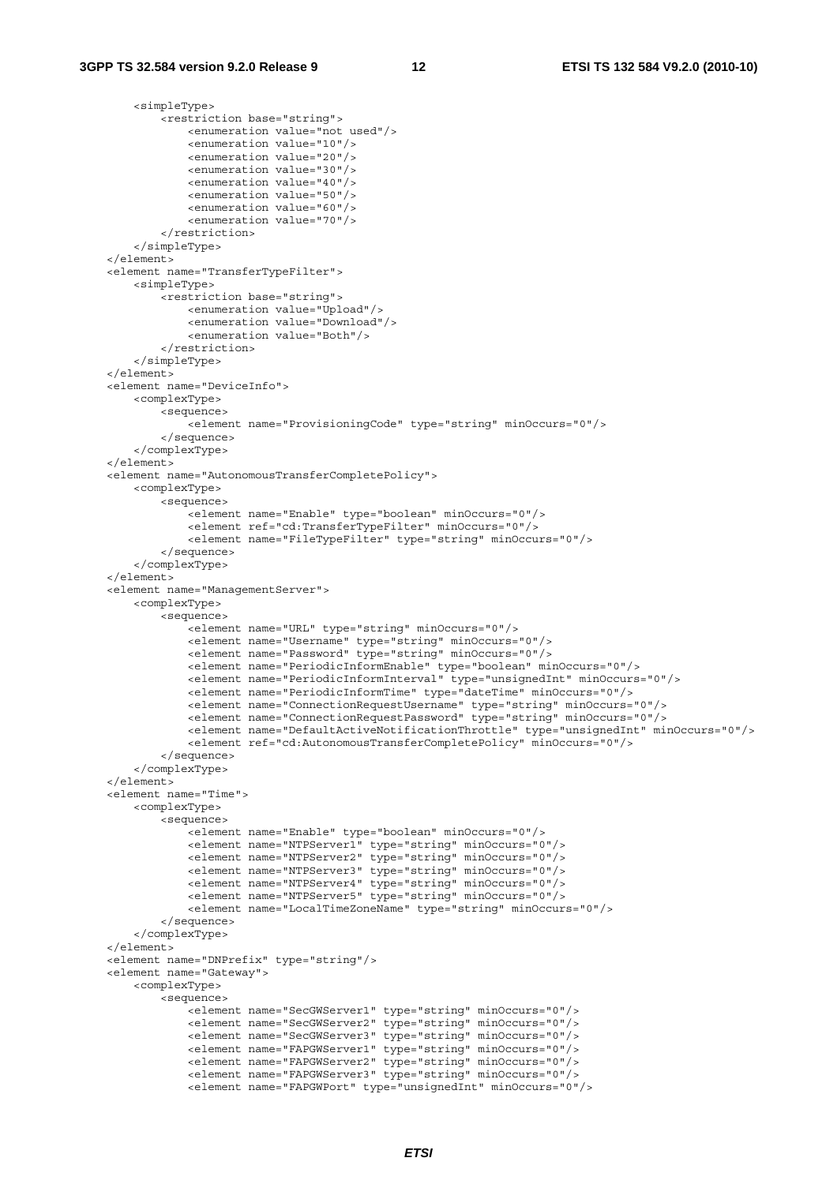```
        <simpleType>
            <restriction base="string">
                <enumeration value="not used"/>
                <enumeration value="10"/>
                <enumeration value="20"/>
                <enumeration value="30"/>
                <enumeration value="40"/>
                <enumeration value="50"/>
                <enumeration value="60"/>
                <enumeration value="70"/>
            </restriction>
        </simpleType>
    </element>
    <element name="TransferTypeFilter">
        <simpleType>
            <restriction base="string">
                <enumeration value="Upload"/>
                <enumeration value="Download"/>
                <enumeration value="Both"/>
            </restriction>
        </simpleType>
    </element>
    <element name="DeviceInfo">
        <complexType>
            <sequence>
                <element name="ProvisioningCode" type="string" minOccurs="0"/>
            </sequence>
        </complexType>
    </element>
    <element name="AutonomousTransferCompletePolicy">
        <complexType>
            <sequence>
                <element name="Enable" type="boolean" minOccurs="0"/>
                <element ref="cd:TransferTypeFilter" minOccurs="0"/>
                <element name="FileTypeFilter" type="string" minOccurs="0"/>
            </sequence>
        </complexType>
    </element>
    <element name="ManagementServer">
        <complexType>
            <sequence>
                <element name="URL" type="string" minOccurs="0"/>
                <element name="Username" type="string" minOccurs="0"/>
                <element name="Password" type="string" minOccurs="0"/>
                <element name="PeriodicInformEnable" type="boolean" minOccurs="0"/>
                <element name="PeriodicInformInterval" type="unsignedInt" minOccurs="0"/>
                <element name="PeriodicInformTime" type="dateTime" minOccurs="0"/>
                <element name="ConnectionRequestUsername" type="string" minOccurs="0"/>
                <element name="ConnectionRequestPassword" type="string" minOccurs="0"/>
                <element name="DefaultActiveNotificationThrottle" type="unsignedInt" minOccurs="0"/>
                <element ref="cd:AutonomousTransferCompletePolicy" minOccurs="0"/>
            </sequence>
        </complexType>
    </element>
    <element name="Time">
        <complexType>
            <sequence>
                <element name="Enable" type="boolean" minOccurs="0"/>
                <element name="NTPServer1" type="string" minOccurs="0"/>
                <element name="NTPServer2" type="string" minOccurs="0"/>
                <element name="NTPServer3" type="string" minOccurs="0"/>
                <element name="NTPServer4" type="string" minOccurs="0"/>
                <element name="NTPServer5" type="string" minOccurs="0"/>
                <element name="LocalTimeZoneName" type="string" minOccurs="0"/>
            </sequence>
        </complexType>
    </element>
    <element name="DNPrefix" type="string"/>
    <element name="Gateway">
        <complexType>
            <sequence>
                <element name="SecGWServer1" type="string" minOccurs="0"/>
                <element name="SecGWServer2" type="string" minOccurs="0"/>
                <element name="SecGWServer3" type="string" minOccurs="0"/>
                <element name="FAPGWServer1" type="string" minOccurs="0"/>
                <element name="FAPGWServer2" type="string" minOccurs="0"/>
                <element name="FAPGWServer3" type="string" minOccurs="0"/>
                <element name="FAPGWPort" type="unsignedInt" minOccurs="0"/>
```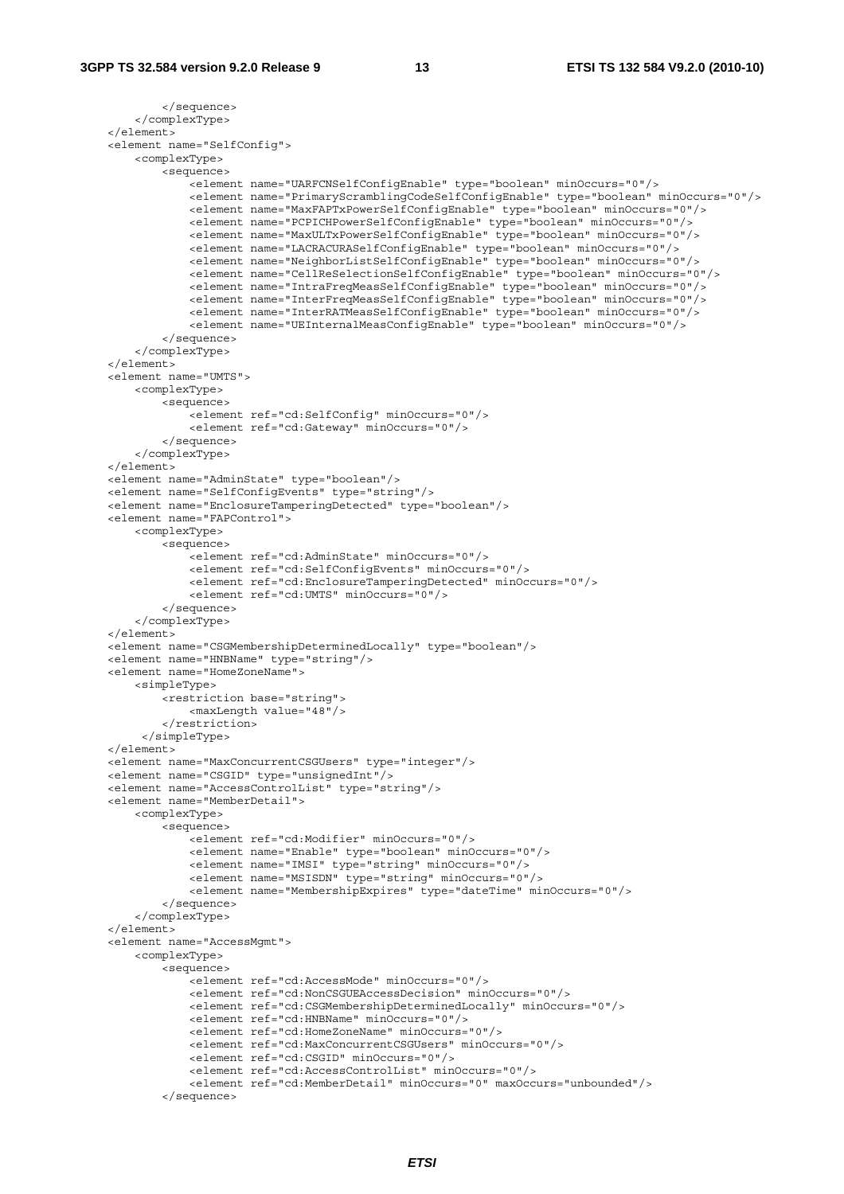```
            </sequence>
        </complexType>
    </element>
    <element name="SelfConfig">
        <complexType>
            <sequence>
                <element name="UARFCNSelfConfigEnable" type="boolean" minOccurs="0"/>
                <element name="PrimaryScramblingCodeSelfConfigEnable" type="boolean" minOccurs="0"/>
                <element name="MaxFAPTxPowerSelfConfigEnable" type="boolean" minOccurs="0"/>
                <element name="PCPICHPowerSelfConfigEnable" type="boolean" minOccurs="0"/>
                <element name="MaxULTxPowerSelfConfigEnable" type="boolean" minOccurs="0"/>
                <element name="LACRACURASelfConfigEnable" type="boolean" minOccurs="0"/>
                <element name="NeighborListSelfConfigEnable" type="boolean" minOccurs="0"/>
                <element name="CellReSelectionSelfConfigEnable" type="boolean" minOccurs="0"/>
                <element name="IntraFreqMeasSelfConfigEnable" type="boolean" minOccurs="0"/>
                <element name="InterFreqMeasSelfConfigEnable" type="boolean" minOccurs="0"/>
                <element name="InterRATMeasSelfConfigEnable" type="boolean" minOccurs="0"/>
                <element name="UEInternalMeasConfigEnable" type="boolean" minOccurs="0"/>
            </sequence>
        </complexType>
    </element>
    <element name="UMTS">
        <complexType>
            <sequence>
                <element ref="cd:SelfConfig" minOccurs="0"/>
                <element ref="cd:Gateway" minOccurs="0"/>
            </sequence>
        </complexType>
    </element>
    <element name="AdminState" type="boolean"/>
    <element name="SelfConfigEvents" type="string"/>
    <element name="EnclosureTamperingDetected" type="boolean"/>
    <element name="FAPControl">
        <complexType>
            <sequence>
                <element ref="cd:AdminState" minOccurs="0"/>
                <element ref="cd:SelfConfigEvents" minOccurs="0"/>
                <element ref="cd:EnclosureTamperingDetected" minOccurs="0"/>
                <element ref="cd:UMTS" minOccurs="0"/>
            </sequence>
        </complexType>
    </element>
    <element name="CSGMembershipDeterminedLocally" type="boolean"/>
    <element name="HNBName" type="string"/>
    <element name="HomeZoneName">
        <simpleType>
            <restriction base="string">
                <maxLength value="48"/>
            </restriction>
         </simpleType>
    </element>
    <element name="MaxConcurrentCSGUsers" type="integer"/>
    <element name="CSGID" type="unsignedInt"/>
    <element name="AccessControlList" type="string"/>
    <element name="MemberDetail">
        <complexType>
            <sequence>
                <element ref="cd:Modifier" minOccurs="0"/>
                <element name="Enable" type="boolean" minOccurs="0"/>
                <element name="IMSI" type="string" minOccurs="0"/>
                <element name="MSISDN" type="string" minOccurs="0"/>
                <element name="MembershipExpires" type="dateTime" minOccurs="0"/>
            </sequence>
        </complexType>
    </element>
    <element name="AccessMgmt">
        <complexType>
            <sequence>
                <element ref="cd:AccessMode" minOccurs="0"/>
                <element ref="cd:NonCSGUEAccessDecision" minOccurs="0"/>
                <element ref="cd:CSGMembershipDeterminedLocally" minOccurs="0"/>
                <element ref="cd:HNBName" minOccurs="0"/>
                <element ref="cd:HomeZoneName" minOccurs="0"/>
                <element ref="cd:MaxConcurrentCSGUsers" minOccurs="0"/>
                <element ref="cd:CSGID" minOccurs="0"/>
                <element ref="cd:AccessControlList" minOccurs="0"/>
                <element ref="cd:MemberDetail" minOccurs="0" maxOccurs="unbounded"/>
            </sequence>
```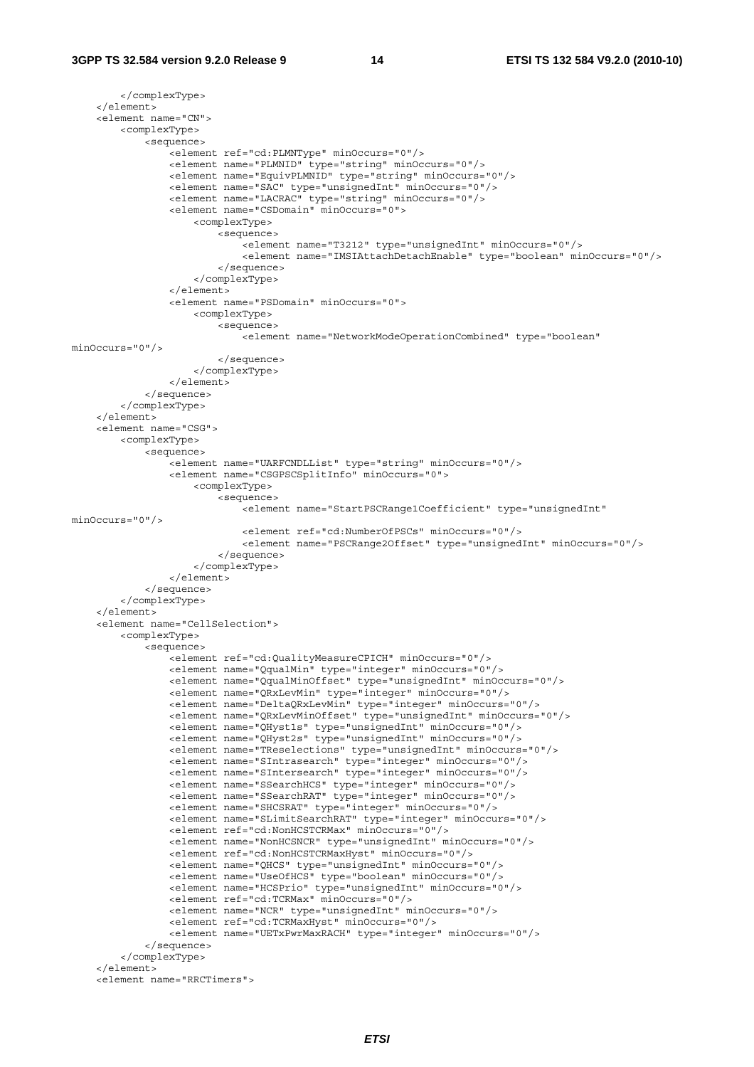```
        </complexType>
    </element>
    <element name="CN">
        <complexType>
            <sequence>
                <element ref="cd:PLMNType" minOccurs="0"/>
                <element name="PLMNID" type="string" minOccurs="0"/>
                <element name="EquivPLMNID" type="string" minOccurs="0"/>
                <element name="SAC" type="unsignedInt" minOccurs="0"/>
                <element name="LACRAC" type="string" minOccurs="0"/>
                <element name="CSDomain" minOccurs="0">
                    <complexType>
                        <sequence>
                            <element name="T3212" type="unsignedInt" minOccurs="0"/>
                            <element name="IMSIAttachDetachEnable" type="boolean" minOccurs="0"/>
                        </sequence>
                    </complexType>
                </element>
                <element name="PSDomain" minOccurs="0">
                    <complexType>
                        <sequence>
                            <element name="NetworkModeOperationCombined" type="boolean"
minOccurs="0"/>
                        </sequence>
                    </complexType>
                </element>
            </sequence>
        </complexType>
    </element>
    <element name="CSG">
        <complexType>
            <sequence>
                <element name="UARFCNDLList" type="string" minOccurs="0"/>
                <element name="CSGPSCSplitInfo" minOccurs="0">
                    <complexType>
                        <sequence>
                            <element name="StartPSCRange1Coefficient" type="unsignedInt"
minOccurs="0"/>
                            <element ref="cd:NumberOfPSCs" minOccurs="0"/>
                            <element name="PSCRange2Offset" type="unsignedInt" minOccurs="0"/>
                        </sequence>
                    </complexType>
                </element>
            </sequence>
        </complexType>
    </element>
    <element name="CellSelection">
        <complexType>
            <sequence>
                <element ref="cd:QualityMeasureCPICH" minOccurs="0"/>
                <element name="QqualMin" type="integer" minOccurs="0"/>
                <element name="QqualMinOffset" type="unsignedInt" minOccurs="0"/>
                <element name="QRxLevMin" type="integer" minOccurs="0"/>
                <element name="DeltaQRxLevMin" type="integer" minOccurs="0"/>
                <element name="QRxLevMinOffset" type="unsignedInt" minOccurs="0"/>
                <element name="QHyst1s" type="unsignedInt" minOccurs="0"/>
                <element name="QHyst2s" type="unsignedInt" minOccurs="0"/>
                <element name="TReselections" type="unsignedInt" minOccurs="0"/>
                <element name="SIntrasearch" type="integer" minOccurs="0"/>
                <element name="SIntersearch" type="integer" minOccurs="0"/>
                <element name="SSearchHCS" type="integer" minOccurs="0"/>
                <element name="SSearchRAT" type="integer" minOccurs="0"/>
                <element name="SHCSRAT" type="integer" minOccurs="0"/>
                <element name="SLimitSearchRAT" type="integer" minOccurs="0"/>
                <element ref="cd:NonHCSTCRMax" minOccurs="0"/>
                <element name="NonHCSNCR" type="unsignedInt" minOccurs="0"/>
                <element ref="cd:NonHCSTCRMaxHyst" minOccurs="0"/>
                <element name="QHCS" type="unsignedInt" minOccurs="0"/>
                <element name="UseOfHCS" type="boolean" minOccurs="0"/>
                <element name="HCSPrio" type="unsignedInt" minOccurs="0"/>
                <element ref="cd:TCRMax" minOccurs="0"/>
                <element name="NCR" type="unsignedInt" minOccurs="0"/>
                <element ref="cd:TCRMaxHyst" minOccurs="0"/>
                <element name="UETxPwrMaxRACH" type="integer" minOccurs="0"/>
            </sequence>
        </complexType>
    </element>
    <element name="RRCTimers">
```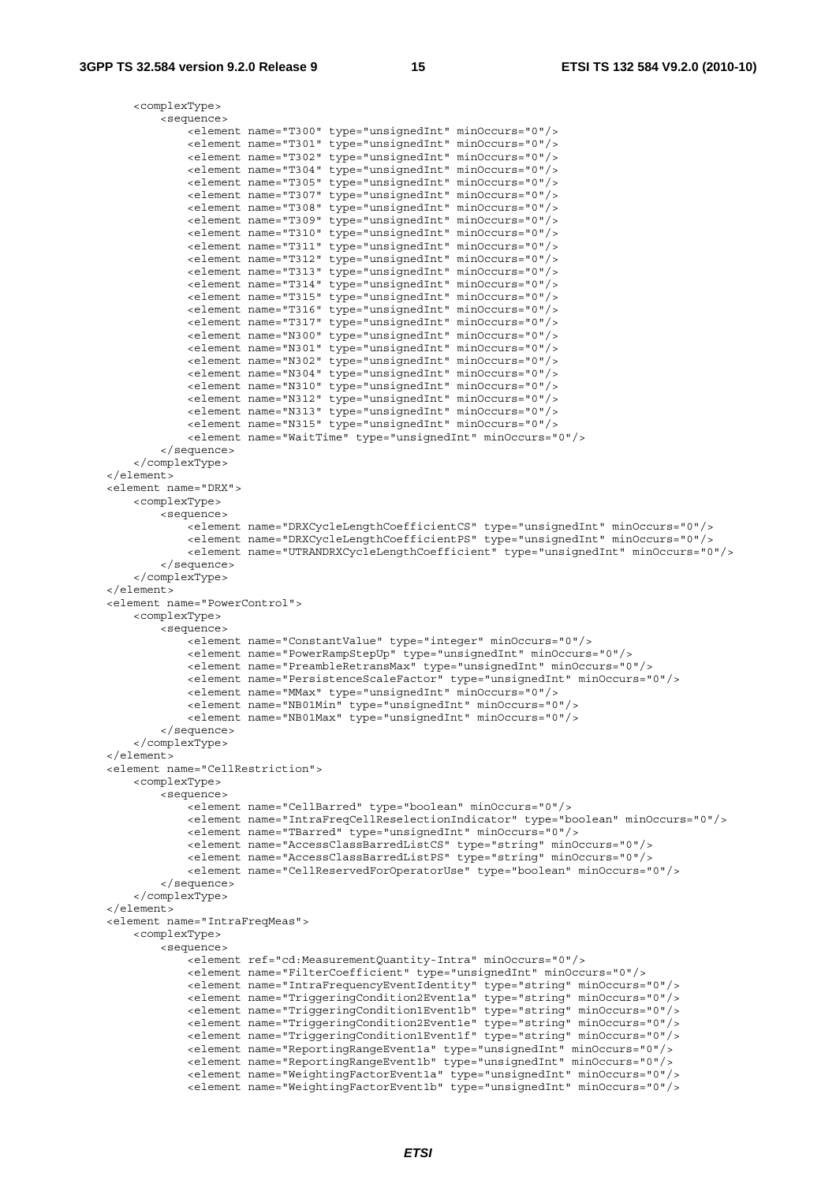```
        <complexType>
            <sequence>
                <element name="T300" type="unsignedInt" minOccurs="0"/>
                <element name="T301" type="unsignedInt" minOccurs="0"/>
                <element name="T302" type="unsignedInt" minOccurs="0"/>
                <element name="T304" type="unsignedInt" minOccurs="0"/>
                <element name="T305" type="unsignedInt" minOccurs="0"/>
                <element name="T307" type="unsignedInt" minOccurs="0"/>
                <element name="T308" type="unsignedInt" minOccurs="0"/>
                <element name="T309" type="unsignedInt" minOccurs="0"/>
                <element name="T310" type="unsignedInt" minOccurs="0"/>
                <element name="T311" type="unsignedInt" minOccurs="0"/>
                <element name="T312" type="unsignedInt" minOccurs="0"/>
                <element name="T313" type="unsignedInt" minOccurs="0"/>
                <element name="T314" type="unsignedInt" minOccurs="0"/>
                <element name="T315" type="unsignedInt" minOccurs="0"/>
                <element name="T316" type="unsignedInt" minOccurs="0"/>
                <element name="T317" type="unsignedInt" minOccurs="0"/>
                <element name="N300" type="unsignedInt" minOccurs="0"/>
                <element name="N301" type="unsignedInt" minOccurs="0"/>
                <element name="N302" type="unsignedInt" minOccurs="0"/>
                <element name="N304" type="unsignedInt" minOccurs="0"/>
                <element name="N310" type="unsignedInt" minOccurs="0"/>
                <element name="N312" type="unsignedInt" minOccurs="0"/>
                <element name="N313" type="unsignedInt" minOccurs="0"/>
                <element name="N315" type="unsignedInt" minOccurs="0"/>
                <element name="WaitTime" type="unsignedInt" minOccurs="0"/>
            </sequence>
        </complexType>
    </element>
    <element name="DRX">
        <complexType>
            <sequence>
                <element name="DRXCycleLengthCoefficientCS" type="unsignedInt" minOccurs="0"/>
                <element name="DRXCycleLengthCoefficientPS" type="unsignedInt" minOccurs="0"/>
                <element name="UTRANDRXCycleLengthCoefficient" type="unsignedInt" minOccurs="0"/>
            </sequence>
        </complexType>
    </element>
    <element name="PowerControl">
        <complexType>
            <sequence>
                <element name="ConstantValue" type="integer" minOccurs="0"/>
                <element name="PowerRampStepUp" type="unsignedInt" minOccurs="0"/>
                <element name="PreambleRetransMax" type="unsignedInt" minOccurs="0"/>
                <element name="PersistenceScaleFactor" type="unsignedInt" minOccurs="0"/>
                <element name="MMax" type="unsignedInt" minOccurs="0"/>
                <element name="NB01Min" type="unsignedInt" minOccurs="0"/>
                <element name="NB01Max" type="unsignedInt" minOccurs="0"/>
            </sequence>
        </complexType>
    </element>
    <element name="CellRestriction">
        <complexType>
            <sequence>
                <element name="CellBarred" type="boolean" minOccurs="0"/>
                <element name="IntraFreqCellReselectionIndicator" type="boolean" minOccurs="0"/>
                <element name="TBarred" type="unsignedInt" minOccurs="0"/>
                <element name="AccessClassBarredListCS" type="string" minOccurs="0"/>
                <element name="AccessClassBarredListPS" type="string" minOccurs="0"/>
                <element name="CellReservedForOperatorUse" type="boolean" minOccurs="0"/>
            </sequence>
        </complexType>
    </element>
    <element name="IntraFreqMeas">
        <complexType>
            <sequence>
                <element ref="cd:MeasurementQuantity-Intra" minOccurs="0"/>
                <element name="FilterCoefficient" type="unsignedInt" minOccurs="0"/>
                <element name="IntraFrequencyEventIdentity" type="string" minOccurs="0"/>
                <element name="TriggeringCondition2Event1a" type="string" minOccurs="0"/>
                <element name="TriggeringCondition1Event1b" type="string" minOccurs="0"/>
                <element name="TriggeringCondition2Event1e" type="string" minOccurs="0"/>
                <element name="TriggeringCondition1Event1f" type="string" minOccurs="0"/>
                <element name="ReportingRangeEvent1a" type="unsignedInt" minOccurs="0"/>
                <element name="ReportingRangeEvent1b" type="unsignedInt" minOccurs="0"/>
                <element name="WeightingFactorEvent1a" type="unsignedInt" minOccurs="0"/>
                <element name="WeightingFactorEvent1b" type="unsignedInt" minOccurs="0"/>
```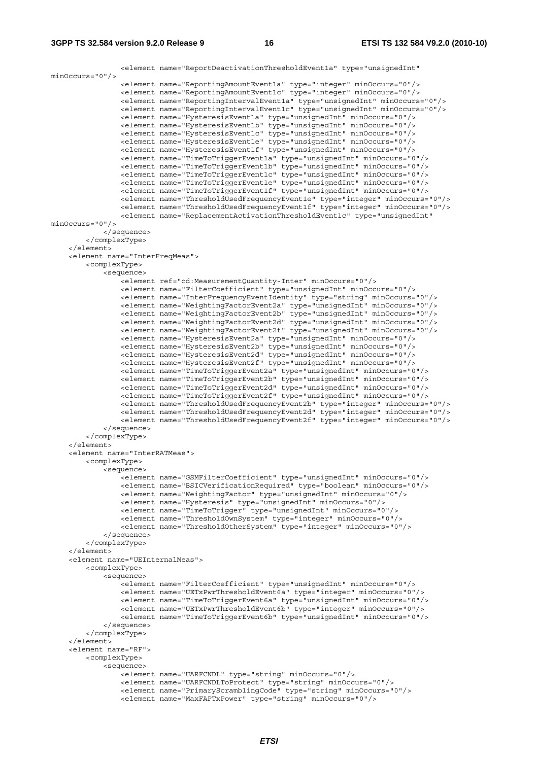```
                <element name="ReportDeactivationThresholdEvent1a" type="unsignedInt"
minOccurs="0"/>
                <element name="ReportingAmountEvent1a" type="integer" minOccurs="0"/>
                <element name="ReportingAmountEvent1c" type="integer" minOccurs="0"/>
                <element name="ReportingIntervalEvent1a" type="unsignedInt" minOccurs="0"/>
                <element name="ReportingIntervalEvent1c" type="unsignedInt" minOccurs="0"/>
                <element name="HysteresisEvent1a" type="unsignedInt" minOccurs="0"/>
                <element name="HysteresisEvent1b" type="unsignedInt" minOccurs="0"/>
                <element name="HysteresisEvent1c" type="unsignedInt" minOccurs="0"/>
                <element name="HysteresisEvent1e" type="unsignedInt" minOccurs="0"/>
                <element name="HysteresisEvent1f" type="unsignedInt" minOccurs="0"/>
                <element name="TimeToTriggerEvent1a" type="unsignedInt" minOccurs="0"/>
                <element name="TimeToTriggerEvent1b" type="unsignedInt" minOccurs="0"/>
                <element name="TimeToTriggerEvent1c" type="unsignedInt" minOccurs="0"/>
                <element name="TimeToTriggerEvent1e" type="unsignedInt" minOccurs="0"/>
                <element name="TimeToTriggerEvent1f" type="unsignedInt" minOccurs="0"/>
                <element name="ThresholdUsedFrequencyEvent1e" type="integer" minOccurs="0"/>
                <element name="ThresholdUsedFrequencyEvent1f" type="integer" minOccurs="0"/>
                <element name="ReplacementActivationThresholdEvent1c" type="unsignedInt"
minOccurs="0"/>
            </sequence>
        </complexType>
    </element>
    <element name="InterFreqMeas">
        <complexType>
            <sequence>
                <element ref="cd:MeasurementQuantity-Inter" minOccurs="0"/>
                <element name="FilterCoefficient" type="unsignedInt" minOccurs="0"/>
                <element name="InterFrequencyEventIdentity" type="string" minOccurs="0"/>
                <element name="WeightingFactorEvent2a" type="unsignedInt" minOccurs="0"/>
                <element name="WeightingFactorEvent2b" type="unsignedInt" minOccurs="0"/>
                <element name="WeightingFactorEvent2d" type="unsignedInt" minOccurs="0"/>
                <element name="WeightingFactorEvent2f" type="unsignedInt" minOccurs="0"/>
                <element name="HysteresisEvent2a" type="unsignedInt" minOccurs="0"/>
                <element name="HysteresisEvent2b" type="unsignedInt" minOccurs="0"/>
                <element name="HysteresisEvent2d" type="unsignedInt" minOccurs="0"/>
                <element name="HysteresisEvent2f" type="unsignedInt" minOccurs="0"/>
                <element name="TimeToTriggerEvent2a" type="unsignedInt" minOccurs="0"/>
                <element name="TimeToTriggerEvent2b" type="unsignedInt" minOccurs="0"/>
                <element name="TimeToTriggerEvent2d" type="unsignedInt" minOccurs="0"/>
                <element name="TimeToTriggerEvent2f" type="unsignedInt" minOccurs="0"/>
                <element name="ThresholdUsedFrequencyEvent2b" type="integer" minOccurs="0"/>
                <element name="ThresholdUsedFrequencyEvent2d" type="integer" minOccurs="0"/>
                <element name="ThresholdUsedFrequencyEvent2f" type="integer" minOccurs="0"/>
            </sequence>
        </complexType>
    </element>
    <element name="InterRATMeas">
        <complexType>
            <sequence>
                <element name="GSMFilterCoefficient" type="unsignedInt" minOccurs="0"/>
                <element name="BSICVerificationRequired" type="boolean" minOccurs="0"/>
                <element name="WeightingFactor" type="unsignedInt" minOccurs="0"/>
                <element name="Hysteresis" type="unsignedInt" minOccurs="0"/>
                <element name="TimeToTrigger" type="unsignedInt" minOccurs="0"/>
                <element name="ThresholdOwnSystem" type="integer" minOccurs="0"/>
                <element name="ThresholdOtherSystem" type="integer" minOccurs="0"/>
            </sequence>
        </complexType>
    </element>
    <element name="UEInternalMeas">
        <complexType>
            <sequence>
                <element name="FilterCoefficient" type="unsignedInt" minOccurs="0"/>
                <element name="UETxPwrThresholdEvent6a" type="integer" minOccurs="0"/>
                <element name="TimeToTriggerEvent6a" type="unsignedInt" minOccurs="0"/>
                <element name="UETxPwrThresholdEvent6b" type="integer" minOccurs="0"/>
                <element name="TimeToTriggerEvent6b" type="unsignedInt" minOccurs="0"/>
            </sequence>
        </complexType>
    </element>
    <element name="RF">
        <complexType>
            <sequence>
                <element name="UARFCNDL" type="string" minOccurs="0"/>
                <element name="UARFCNDLToProtect" type="string" minOccurs="0"/>
                <element name="PrimaryScramblingCode" type="string" minOccurs="0"/>
                <element name="MaxFAPTxPower" type="string" minOccurs="0"/>
```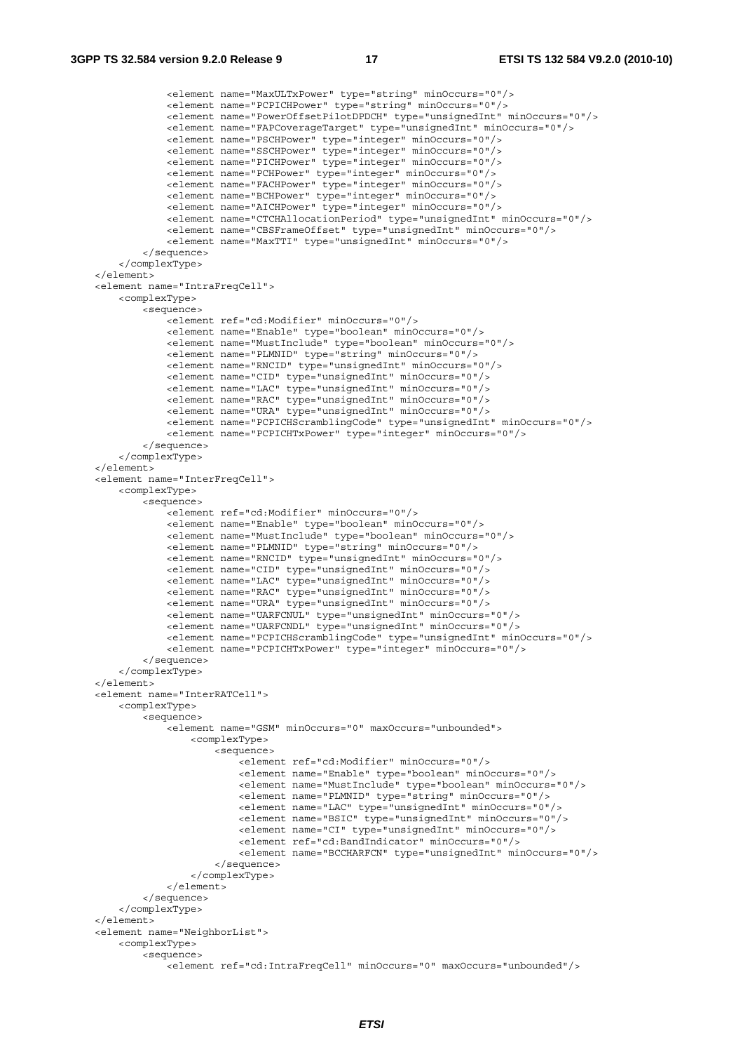```
            <element name="MaxULTxPower" type="string" minOccurs="0"/>
            <element name="PCPICHPower" type="string" minOccurs="0"/>
            <element name="PowerOffsetPilotDPDCH" type="unsignedInt" minOccurs="0"/>
            <element name="FAPCoverageTarget" type="unsignedInt" minOccurs="0"/>
            <element name="PSCHPower" type="integer" minOccurs="0"/>
            <element name="SSCHPower" type="integer" minOccurs="0"/>
            <element name="PICHPower" type="integer" minOccurs="0"/>
            <element name="PCHPower" type="integer" minOccurs="0"/>
            <element name="FACHPower" type="integer" minOccurs="0"/>
            <element name="BCHPower" type="integer" minOccurs="0"/>
            <element name="AICHPower" type="integer" minOccurs="0"/>
            <element name="CTCHAllocationPeriod" type="unsignedInt" minOccurs="0"/>
            <element name="CBSFrameOffset" type="unsignedInt" minOccurs="0"/>
            <element name="MaxTTI" type="unsignedInt" minOccurs="0"/>
        </sequence>
    </complexType>
</element>
<element name="IntraFreqCell">
    <complexType>
        <sequence>
            <element ref="cd:Modifier" minOccurs="0"/>
            <element name="Enable" type="boolean" minOccurs="0"/>
            <element name="MustInclude" type="boolean" minOccurs="0"/>
            <element name="PLMNID" type="string" minOccurs="0"/>
            <element name="RNCID" type="unsignedInt" minOccurs="0"/>
            <element name="CID" type="unsignedInt" minOccurs="0"/>
            <element name="LAC" type="unsignedInt" minOccurs="0"/>
            <element name="RAC" type="unsignedInt" minOccurs="0"/>
            <element name="URA" type="unsignedInt" minOccurs="0"/>
            <element name="PCPICHScramblingCode" type="unsignedInt" minOccurs="0"/>
            <element name="PCPICHTxPower" type="integer" minOccurs="0"/>
        </sequence>
    </complexType>
</element>
<element name="InterFreqCell">
    <complexType>
        <sequence>
            <element ref="cd:Modifier" minOccurs="0"/>
            <element name="Enable" type="boolean" minOccurs="0"/>
            <element name="MustInclude" type="boolean" minOccurs="0"/>
            <element name="PLMNID" type="string" minOccurs="0"/>
            <element name="RNCID" type="unsignedInt" minOccurs="0"/>
            <element name="CID" type="unsignedInt" minOccurs="0"/>
            <element name="LAC" type="unsignedInt" minOccurs="0"/>
            <element name="RAC" type="unsignedInt" minOccurs="0"/>
            <element name="URA" type="unsignedInt" minOccurs="0"/>
            <element name="UARFCNUL" type="unsignedInt" minOccurs="0"/>
            <element name="UARFCNDL" type="unsignedInt" minOccurs="0"/>
            <element name="PCPICHScramblingCode" type="unsignedInt" minOccurs="0"/>
            <element name="PCPICHTxPower" type="integer" minOccurs="0"/>
        </sequence>
    </complexType>
</element>
<element name="InterRATCell">
    <complexType>
        <sequence>
            <element name="GSM" minOccurs="0" maxOccurs="unbounded">
                <complexType>
                    <sequence>
                        <element ref="cd:Modifier" minOccurs="0"/>
                        <element name="Enable" type="boolean" minOccurs="0"/>
                        <element name="MustInclude" type="boolean" minOccurs="0"/>
                        <element name="PLMNID" type="string" minOccurs="0"/>
                        <element name="LAC" type="unsignedInt" minOccurs="0"/>
                        <element name="BSIC" type="unsignedInt" minOccurs="0"/>
                        <element name="CI" type="unsignedInt" minOccurs="0"/>
                        <element ref="cd:BandIndicator" minOccurs="0"/>
                        <element name="BCCHARFCN" type="unsignedInt" minOccurs="0"/>
                    </sequence>
                </complexType>
            </element>
        </sequence>
    </complexType>
</element>
<element name="NeighborList">
    <complexType>
        <sequence>
            <element ref="cd:IntraFreqCell" minOccurs="0" maxOccurs="unbounded"/>
```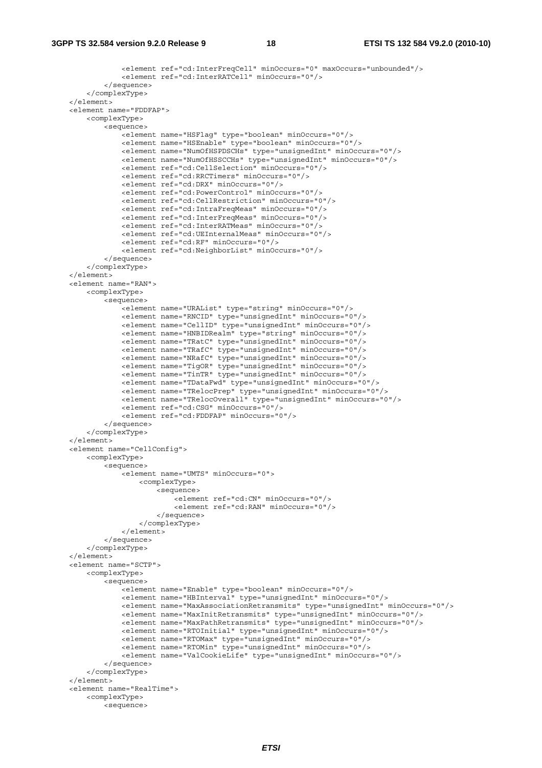```
            <element ref="cd:InterFreqCell" minOccurs="0" maxOccurs="unbounded"/>
            <element ref="cd:InterRATCell" minOccurs="0"/>
        </sequence>
    </complexType>
</element>
<element name="FDDFAP">
    <complexType>
        <sequence>
            <element name="HSFlag" type="boolean" minOccurs="0"/>
            <element name="HSEnable" type="boolean" minOccurs="0"/>
            <element name="NumOfHSPDSCHs" type="unsignedInt" minOccurs="0"/>
            <element name="NumOfHSSCCHs" type="unsignedInt" minOccurs="0"/>
            <element ref="cd:CellSelection" minOccurs="0"/>
            <element ref="cd:RRCTimers" minOccurs="0"/>
            <element ref="cd:DRX" minOccurs="0"/>
            <element ref="cd:PowerControl" minOccurs="0"/>
            <element ref="cd:CellRestriction" minOccurs="0"/>
            <element ref="cd:IntraFreqMeas" minOccurs="0"/>
            <element ref="cd:InterFreqMeas" minOccurs="0"/>
            <element ref="cd:InterRATMeas" minOccurs="0"/>
            <element ref="cd:UEInternalMeas" minOccurs="0"/>
            <element ref="cd:RF" minOccurs="0"/>
            <element ref="cd:NeighborList" minOccurs="0"/>
        </sequence>
    </complexType>
</element>
<element name="RAN">
    <complexType>
        <sequence>
            <element name="URAList" type="string" minOccurs="0"/>
            <element name="RNCID" type="unsignedInt" minOccurs="0"/>
            <element name="CellID" type="unsignedInt" minOccurs="0"/>
            <element name="HNBIDRealm" type="string" minOccurs="0"/>
            <element name="TRatC" type="unsignedInt" minOccurs="0"/>
            <element name="TRafC" type="unsignedInt" minOccurs="0"/>
            <element name="NRafC" type="unsignedInt" minOccurs="0"/>
            <element name="TigOR" type="unsignedInt" minOccurs="0"/>
            <element name="TinTR" type="unsignedInt" minOccurs="0"/>
            <element name="TDataFwd" type="unsignedInt" minOccurs="0"/>
            <element name="TRelocPrep" type="unsignedInt" minOccurs="0"/>
            <element name="TRelocOverall" type="unsignedInt" minOccurs="0"/>
            <element ref="cd:CSG" minOccurs="0"/>
            <element ref="cd:FDDFAP" minOccurs="0"/>
        </sequence>
    </complexType>
</element>
<element name="CellConfig">
    <complexType>
        <sequence>
            <element name="UMTS" minOccurs="0">
                <complexType>
                    <sequence>
                        <element ref="cd:CN" minOccurs="0"/>
                        <element ref="cd:RAN" minOccurs="0"/>
                    </sequence>
                </complexType>
            </element>
        </sequence>
    </complexType>
</element>
<element name="SCTP">
    <complexType>
        <sequence>
            <element name="Enable" type="boolean" minOccurs="0"/>
            <element name="HBInterval" type="unsignedInt" minOccurs="0"/>
            <element name="MaxAssociationRetransmits" type="unsignedInt" minOccurs="0"/>
            <element name="MaxInitRetransmits" type="unsignedInt" minOccurs="0"/>
            <element name="MaxPathRetransmits" type="unsignedInt" minOccurs="0"/>
            <element name="RTOInitial" type="unsignedInt" minOccurs="0"/>
            <element name="RTOMax" type="unsignedInt" minOccurs="0"/>
            <element name="RTOMin" type="unsignedInt" minOccurs="0"/>
            <element name="ValCookieLife" type="unsignedInt" minOccurs="0"/>
        </sequence>
    </complexType>
</element>
<element name="RealTime">
    <complexType>
        <sequence>
```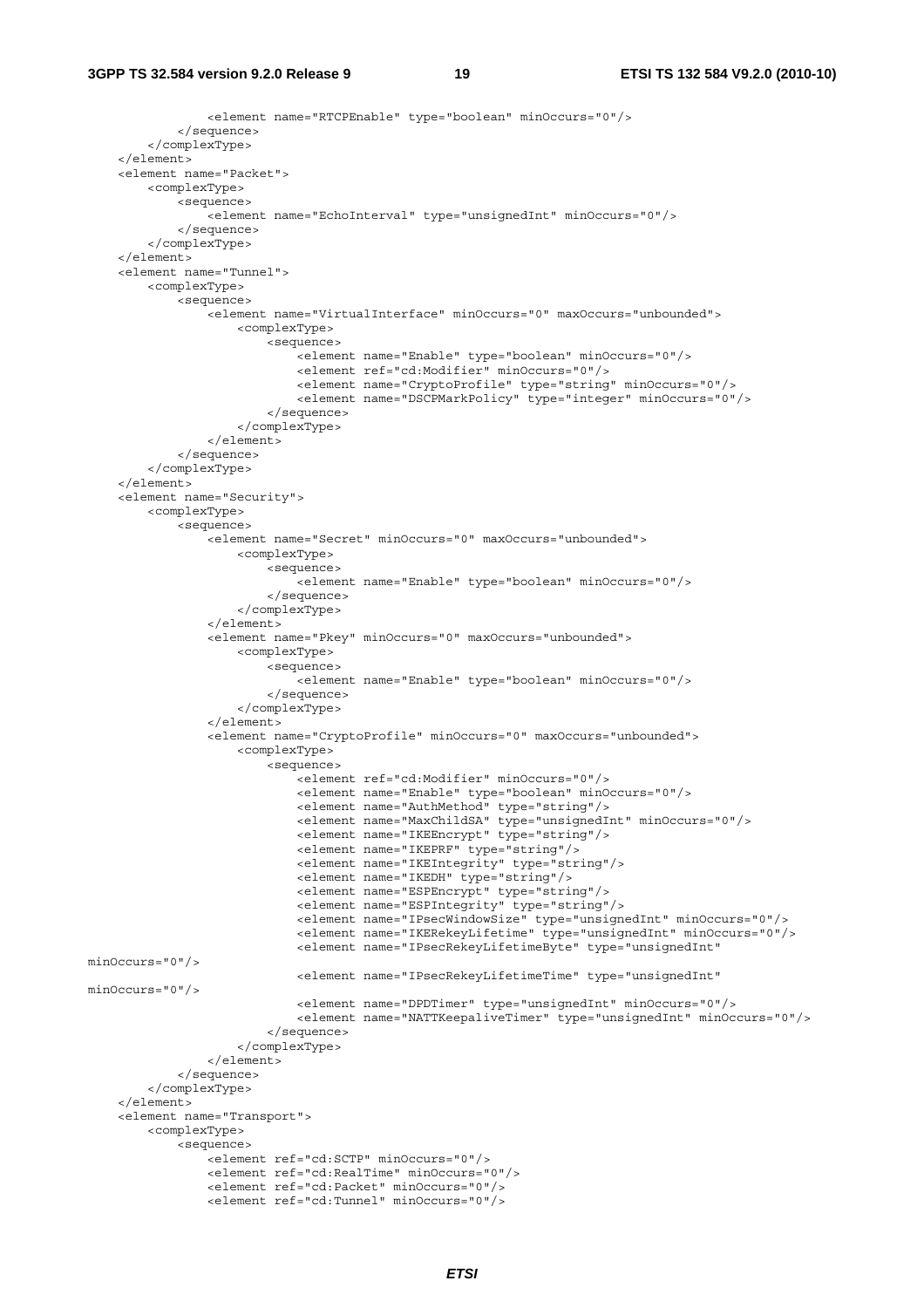```
                <element name="RTCPEnable" type="boolean" minOccurs="0"/>
            </sequence>
        </complexType>
    </element>
    <element name="Packet">
        <complexType>
            <sequence>
                <element name="EchoInterval" type="unsignedInt" minOccurs="0"/>
            </sequence>
        </complexType>
    </element>
    <element name="Tunnel">
        <complexType>
            <sequence>
                <element name="VirtualInterface" minOccurs="0" maxOccurs="unbounded">
                    <complexType>
                        <sequence>
                            <element name="Enable" type="boolean" minOccurs="0"/>
                            <element ref="cd:Modifier" minOccurs="0"/>
                            <element name="CryptoProfile" type="string" minOccurs="0"/>
                            <element name="DSCPMarkPolicy" type="integer" minOccurs="0"/>
                        </sequence>
                    </complexType>
                </element>
            </sequence>
        </complexType>
    </element>
    <element name="Security">
        <complexType>
            <sequence>
                <element name="Secret" minOccurs="0" maxOccurs="unbounded">
                    <complexType>
                        <sequence>
                            <element name="Enable" type="boolean" minOccurs="0"/>
                        </sequence>
                    </complexType>
                </element>
                <element name="Pkey" minOccurs="0" maxOccurs="unbounded">
                    <complexType>
                        <sequence>
                            <element name="Enable" type="boolean" minOccurs="0"/>
                        </sequence>
                    </complexType>
                </element>
                <element name="CryptoProfile" minOccurs="0" maxOccurs="unbounded">
                    <complexType>
                        <sequence>
                            <element ref="cd:Modifier" minOccurs="0"/>
                            <element name="Enable" type="boolean" minOccurs="0"/>
                            <element name="AuthMethod" type="string"/>
                            <element name="MaxChildSA" type="unsignedInt" minOccurs="0"/>
                            <element name="IKEEncrypt" type="string"/>
                            <element name="IKEPRF" type="string"/>
                            <element name="IKEIntegrity" type="string"/>
                            <element name="IKEDH" type="string"/>
                            <element name="ESPEncrypt" type="string"/>
                            <element name="ESPIntegrity" type="string"/>
                            <element name="IPsecWindowSize" type="unsignedInt" minOccurs="0"/>
                            <element name="IKERekeyLifetime" type="unsignedInt" minOccurs="0"/>
                            <element name="IPsecRekeyLifetimeByte" type="unsignedInt"
minOccurs="0"/>
                            <element name="IPsecRekeyLifetimeTime" type="unsignedInt"
minOccurs="0"/>
                            <element name="DPDTimer" type="unsignedInt" minOccurs="0"/>
                            <element name="NATTKeepaliveTimer" type="unsignedInt" minOccurs="0"/>
                        </sequence>
                    </complexType>
                </element>
            </sequence>
        </complexType>
    </element>
    <element name="Transport">
        <complexType>
            <sequence>
                <element ref="cd:SCTP" minOccurs="0"/>
                <element ref="cd:RealTime" minOccurs="0"/>
                <element ref="cd:Packet" minOccurs="0"/>
                <element ref="cd:Tunnel" minOccurs="0"/>
```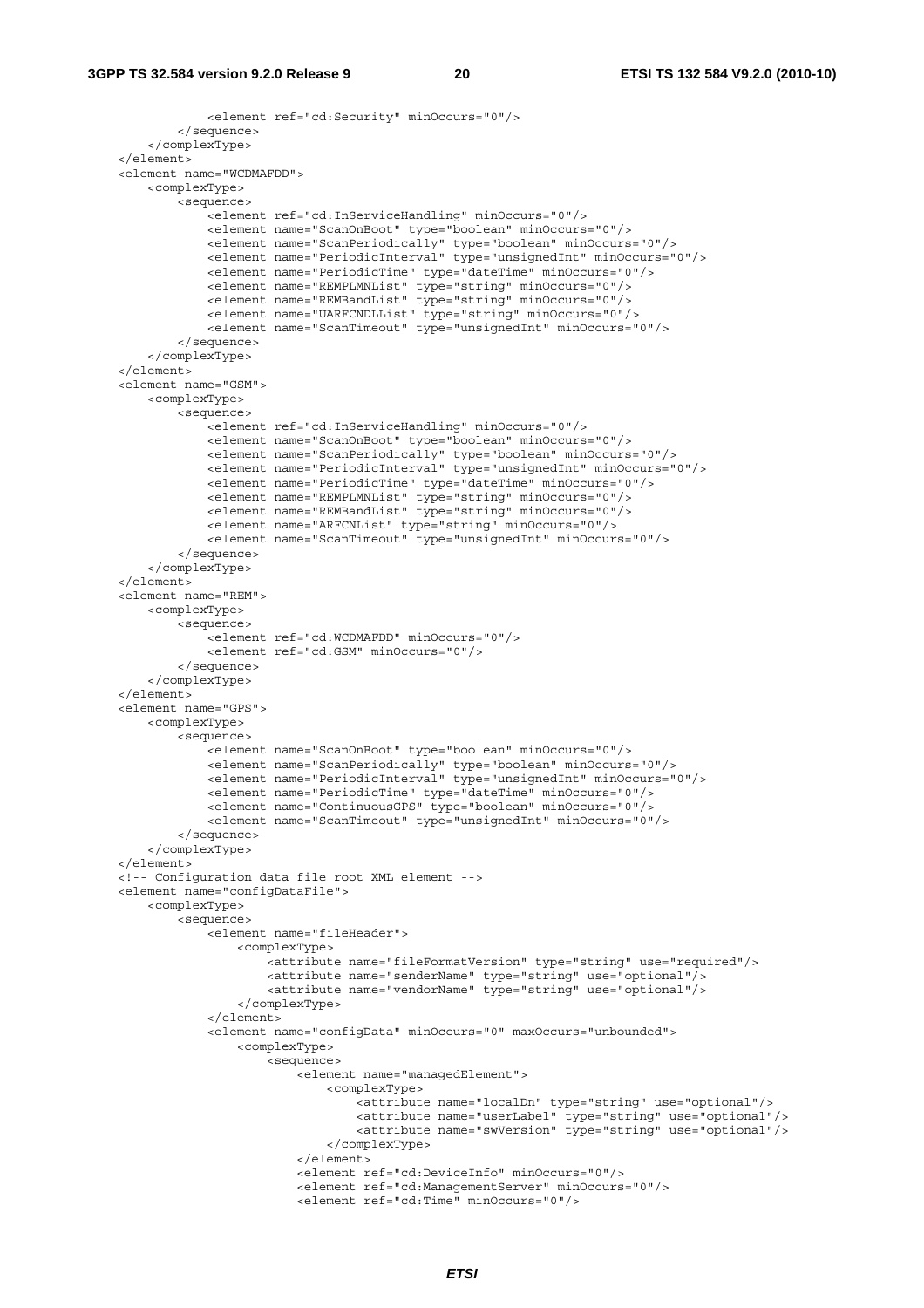```
                <element ref="cd:Security" minOccurs="0"/>
            </sequence>
        </complexType>
    </element>
    <element name="WCDMAFDD">
        <complexType>
            <sequence>
                <element ref="cd:InServiceHandling" minOccurs="0"/>
                <element name="ScanOnBoot" type="boolean" minOccurs="0"/>
                <element name="ScanPeriodically" type="boolean" minOccurs="0"/>
                <element name="PeriodicInterval" type="unsignedInt" minOccurs="0"/>
                <element name="PeriodicTime" type="dateTime" minOccurs="0"/>
                <element name="REMPLMNList" type="string" minOccurs="0"/>
                <element name="REMBandList" type="string" minOccurs="0"/>
                <element name="UARFCNDLList" type="string" minOccurs="0"/>
                <element name="ScanTimeout" type="unsignedInt" minOccurs="0"/>
            </sequence>
        </complexType>
    </element>
    <element name="GSM">
        <complexType>
            <sequence>
                <element ref="cd:InServiceHandling" minOccurs="0"/>
                <element name="ScanOnBoot" type="boolean" minOccurs="0"/>
                <element name="ScanPeriodically" type="boolean" minOccurs="0"/>
                <element name="PeriodicInterval" type="unsignedInt" minOccurs="0"/>
                <element name="PeriodicTime" type="dateTime" minOccurs="0"/>
                <element name="REMPLMNList" type="string" minOccurs="0"/>
                <element name="REMBandList" type="string" minOccurs="0"/>
                <element name="ARFCNList" type="string" minOccurs="0"/>
                <element name="ScanTimeout" type="unsignedInt" minOccurs="0"/>
            </sequence>
        </complexType>
    </element>
    <element name="REM">
        <complexType>
            <sequence>
                <element ref="cd:WCDMAFDD" minOccurs="0"/>
                <element ref="cd:GSM" minOccurs="0"/>
            </sequence>
        </complexType>
    </element>
    <element name="GPS">
        <complexType>
            <sequence>
                <element name="ScanOnBoot" type="boolean" minOccurs="0"/>
                <element name="ScanPeriodically" type="boolean" minOccurs="0"/>
                <element name="PeriodicInterval" type="unsignedInt" minOccurs="0"/>
                <element name="PeriodicTime" type="dateTime" minOccurs="0"/>
                <element name="ContinuousGPS" type="boolean" minOccurs="0"/>
                <element name="ScanTimeout" type="unsignedInt" minOccurs="0"/>
            </sequence>
        </complexType>
    </element>
    <!-- Configuration data file root XML element -->
    <element name="configDataFile">
        <complexType>
            <sequence>
                <element name="fileHeader">
                    <complexType>
                        <attribute name="fileFormatVersion" type="string" use="required"/>
                        <attribute name="senderName" type="string" use="optional"/>
                        <attribute name="vendorName" type="string" use="optional"/>
                    </complexType>
                </element>
                <element name="configData" minOccurs="0" maxOccurs="unbounded">
                    <complexType>
                        <sequence>
                            <element name="managedElement">
                                <complexType>
                                    <attribute name="localDn" type="string" use="optional"/>
                                    <attribute name="userLabel" type="string" use="optional"/>
                                    <attribute name="swVersion" type="string" use="optional"/>
                                </complexType>
                            </element>
                            <element ref="cd:DeviceInfo" minOccurs="0"/>
                            <element ref="cd:ManagementServer" minOccurs="0"/>
                            <element ref="cd:Time" minOccurs="0"/>
```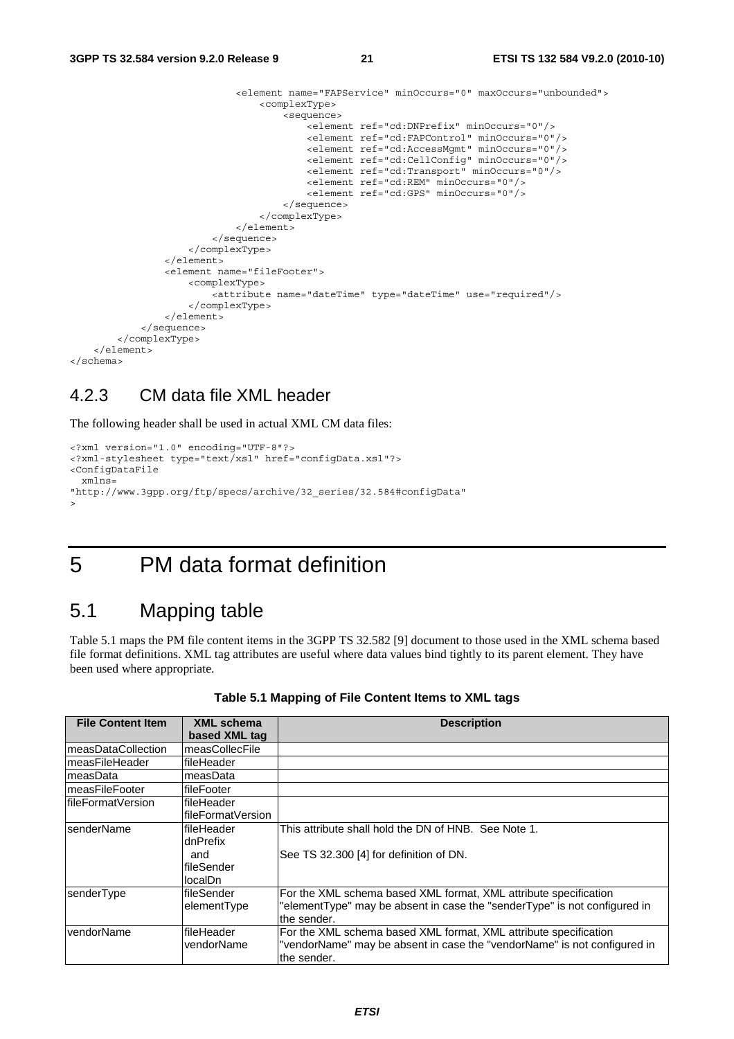```
                        <element name="FAPService" minOccurs="0" maxOccurs="unbounded">
                            <complexType>
                                <sequence>
                                    <element ref="cd:DNPrefix" minOccurs="0"/>
                                    <element ref="cd:FAPControl" minOccurs="0"/>
                                    <element ref="cd:AccessMgmt" minOccurs="0"/>
                                    <element ref="cd:CellConfig" minOccurs="0"/>
                                    <element ref="cd:Transport" minOccurs="0"/>
                                    <element ref="cd:REM" minOccurs="0"/>
                                    <element ref="cd:GPS" minOccurs="0"/>
                                </sequence>
                            </complexType>
                        </element>
                    </sequence>
                </complexType>
            </element>
            <element name="fileFooter">
                <complexType>
                    <attribute name="dateTime" type="dateTime" use="required"/>
                </complexType>
            </element>
        </sequence>
    </complexType>
  </element>
</schema>
```

### 4.2.3 CM data file XML header

The following header shall be used in actual XML CM data files:

```
<?xml version="1.0" encoding="UTF-8"?>
<?xml-stylesheet type="text/xsl" href="configData.xsl"?>
<ConfigDataFile
  xmlns=
"http://www.3gpp.org/ftp/specs/archive/32_series/32.584#configData"
>
```

# 5 PM data format definition

## 5.1 Mapping table

Table 5.1 maps the PM file content items in the 3GPP TS 32.582 [9] document to those used in the XML schema based file format definitions. XML tag attributes are useful where data values bind tightly to its parent element. They have been used where appropriate.

**Table 5.1 Mapping of File Content Items to XML tags**

| File Content Item | XML schema based XML tag | Description |
|---|---|---|
| measDataCollection | measCollecFile | |
| measFileHeader | fileHeader | |
| measData | measData | |
| measFileFooter | fileFooter | |
| fileFormatVersion | fileHeader fileFormatVersion | |
| senderName | fileHeader dnPrefix and fileSender localDn | This attribute shall hold the DN of HNB. See Note 1.<br><br>See TS 32.300 [4] for definition of DN. |
| senderType | fileSender elementType | For the XML schema based XML format, XML attribute specification "elementType" may be absent in case the "senderType" is not configured in the sender. |
| vendorName | fileHeader vendorName | For the XML schema based XML format, XML attribute specification "vendorName" may be absent in case the "vendorName" is not configured in the sender. |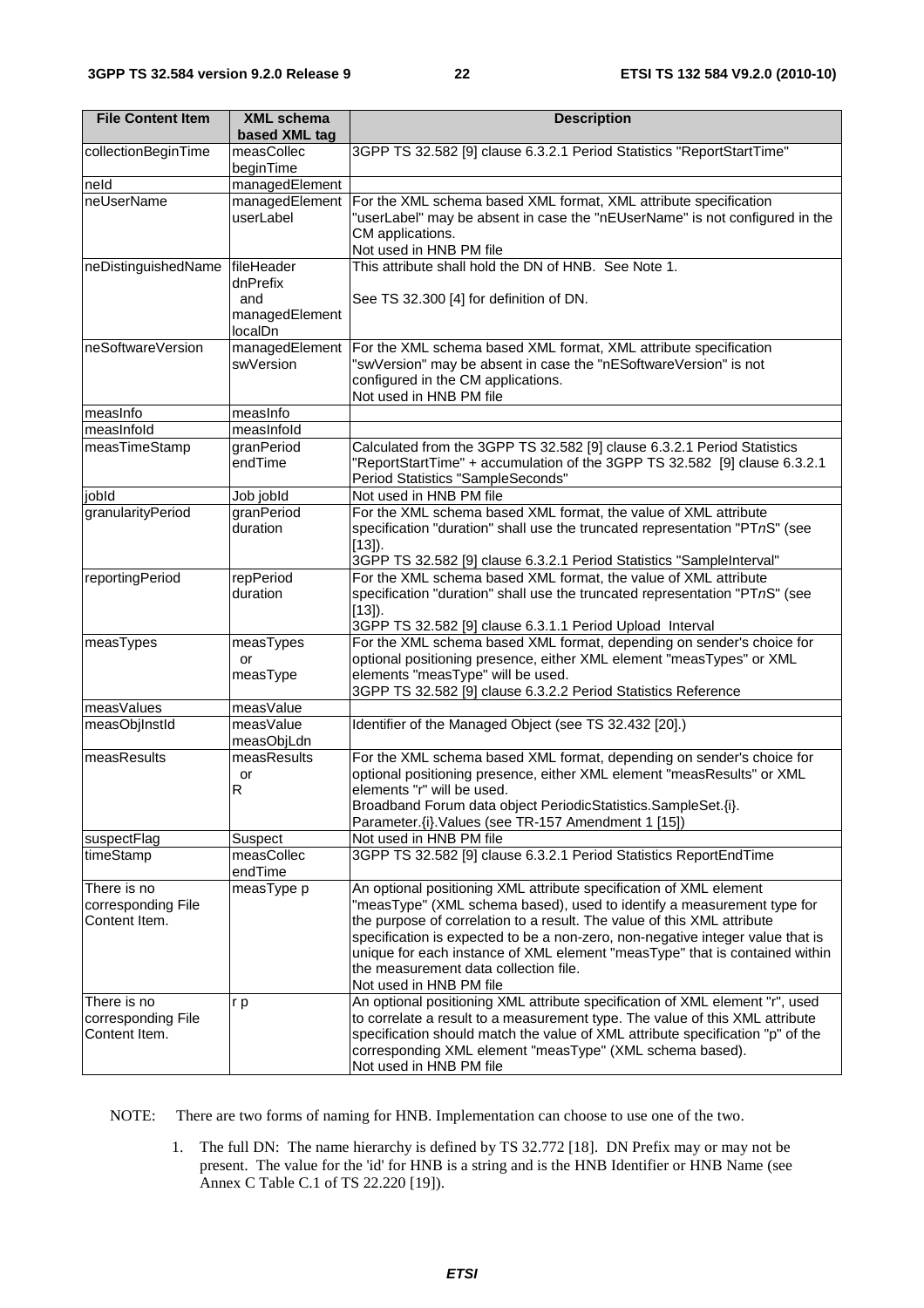| File Content Item | XML schema based XML tag | Description |
|---|---|---|
| collectionBeginTime | measCollec beginTime | 3GPP TS 32.582 [9] clause 6.3.2.1 Period Statistics "ReportStartTime" |
| neId | managedElement | |
| neUserName | managedElement userLabel | For the XML schema based XML format, XML attribute specification "userLabel" may be absent in case the "nEUserName" is not configured in the CM applications. Not used in HNB PM file |
| neDistinguishedName | fileHeader dnPrefix and managedElement localDn | This attribute shall hold the DN of HNB. See Note 1. See TS 32.300 [4] for definition of DN. |
| neSoftwareVersion | managedElement swVersion | For the XML schema based XML format, XML attribute specification "swVersion" may be absent in case the "nESoftwareVersion" is not configured in the CM applications. Not used in HNB PM file |
| measInfo | measInfo | |
| measInfoId | measInfoId | |
| measTimeStamp | granPeriod endTime | Calculated from the 3GPP TS 32.582 [9] clause 6.3.2.1 Period Statistics "ReportStartTime" + accumulation of the 3GPP TS 32.582 [9] clause 6.3.2.1 Period Statistics "SampleSeconds" |
| jobId | Job jobId | Not used in HNB PM file |
| granularityPeriod | granPeriod duration | For the XML schema based XML format, the value of XML attribute specification "duration" shall use the truncated representation "PT*n*S" (see [13]). 3GPP TS 32.582 [9] clause 6.3.2.1 Period Statistics "SampleInterval" |
| reportingPeriod | repPeriod duration | For the XML schema based XML format, the value of XML attribute specification "duration" shall use the truncated representation "PT*n*S" (see [13]). 3GPP TS 32.582 [9] clause 6.3.1.1 Period Upload Interval |
| measTypes | measTypes or measType | For the XML schema based XML format, depending on sender's choice for optional positioning presence, either XML element "measTypes" or XML elements "measType" will be used. 3GPP TS 32.582 [9] clause 6.3.2.2 Period Statistics Reference |
| measValues | measValue | |
| measObjInstId | measValue measObjLdn | Identifier of the Managed Object (see TS 32.432 [20].) |
| measResults | measResults or R | For the XML schema based XML format, depending on sender's choice for optional positioning presence, either XML element "measResults" or XML elements "r" will be used. Broadband Forum data object PeriodicStatistics.SampleSet.{i}. Parameter.{i}.Values (see TR-157 Amendment 1 [15]) |
| suspectFlag | Suspect | Not used in HNB PM file |
| timeStamp | measCollec endTime | 3GPP TS 32.582 [9] clause 6.3.2.1 Period Statistics ReportEndTime |
| There is no corresponding File Content Item. | measType p | An optional positioning XML attribute specification of XML element "measType" (XML schema based), used to identify a measurement type for the purpose of correlation to a result. The value of this XML attribute specification is expected to be a non-zero, non-negative integer value that is unique for each instance of XML element "measType" that is contained within the measurement data collection file. Not used in HNB PM file |
| There is no corresponding File Content Item. | r p | An optional positioning XML attribute specification of XML element "r", used to correlate a result to a measurement type. The value of this XML attribute specification should match the value of XML attribute specification "p" of the corresponding XML element "measType" (XML schema based). Not used in HNB PM file |

NOTE: There are two forms of naming for HNB. Implementation can choose to use one of the two.

1. The full DN: The name hierarchy is defined by TS 32.772 [18]. DN Prefix may or may not be present. The value for the 'id' for HNB is a string and is the HNB Identifier or HNB Name (see Annex C Table C.1 of TS 22.220 [19]).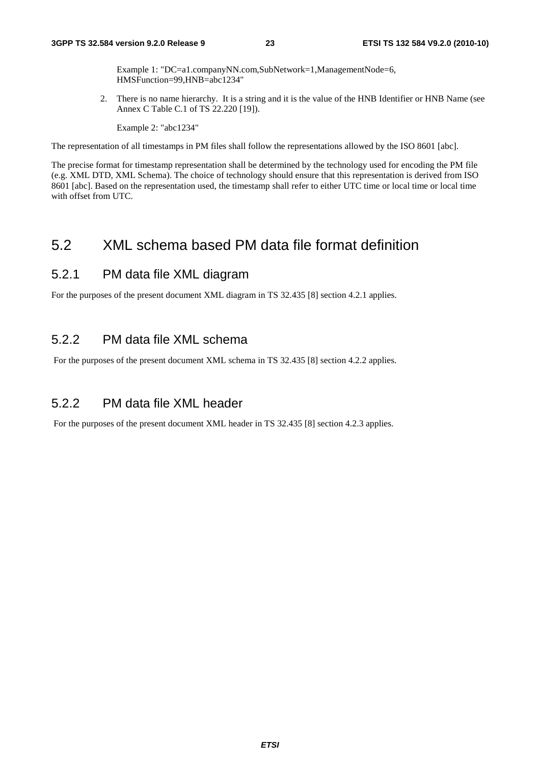Example 1: "DC=a1.companyNN.com,SubNetwork=1,ManagementNode=6, HMSFunction=99,HNB=abc1234"

2. There is no name hierarchy. It is a string and it is the value of the HNB Identifier or HNB Name (see Annex C Table C.1 of TS 22.220 [19]).

   Example 2: "abc1234"

The representation of all timestamps in PM files shall follow the representations allowed by the ISO 8601 [abc].

The precise format for timestamp representation shall be determined by the technology used for encoding the PM file (e.g. XML DTD, XML Schema). The choice of technology should ensure that this representation is derived from ISO 8601 [abc]. Based on the representation used, the timestamp shall refer to either UTC time or local time or local time with offset from UTC.

## 5.2 XML schema based PM data file format definition

### 5.2.1 PM data file XML diagram

For the purposes of the present document XML diagram in TS 32.435 [8] section 4.2.1 applies.

### 5.2.2 PM data file XML schema

For the purposes of the present document XML schema in TS 32.435 [8] section 4.2.2 applies.

### 5.2.2 PM data file XML header

For the purposes of the present document XML header in TS 32.435 [8] section 4.2.3 applies.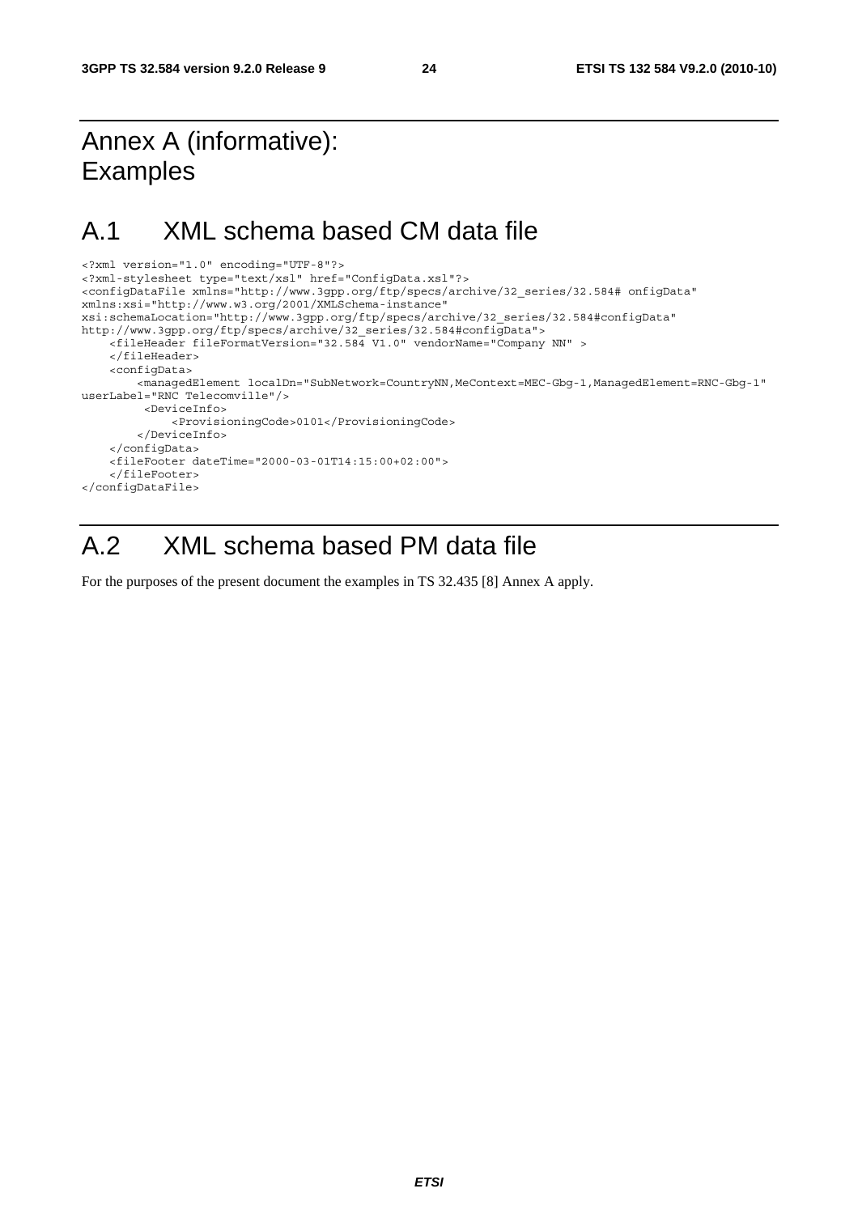# Annex A (informative): Examples

## A.1 XML schema based CM data file

```
<?xml version="1.0" encoding="UTF-8"?>
<?xml-stylesheet type="text/xsl" href="ConfigData.xsl"?>
<configDataFile xmlns="http://www.3gpp.org/ftp/specs/archive/32_series/32.584# onfigData"
xmlns:xsi="http://www.w3.org/2001/XMLSchema-instance"
xsi:schemaLocation="http://www.3gpp.org/ftp/specs/archive/32_series/32.584#configData"
http://www.3gpp.org/ftp/specs/archive/32_series/32.584#configData">
    <fileHeader fileFormatVersion="32.584 V1.0" vendorName="Company NN" >
    </fileHeader>
    <configData>
        <managedElement localDn="SubNetwork=CountryNN,MeContext=MEC-Gbg-1,ManagedElement=RNC-Gbg-1"
userLabel="RNC Telecomville"/>
         <DeviceInfo>
             <ProvisioningCode>0101</ProvisioningCode>
        </DeviceInfo>
    </configData>
    <fileFooter dateTime="2000-03-01T14:15:00+02:00">
    </fileFooter>
</configDataFile>
```

## A.2 XML schema based PM data file

For the purposes of the present document the examples in TS 32.435 [8] Annex A apply.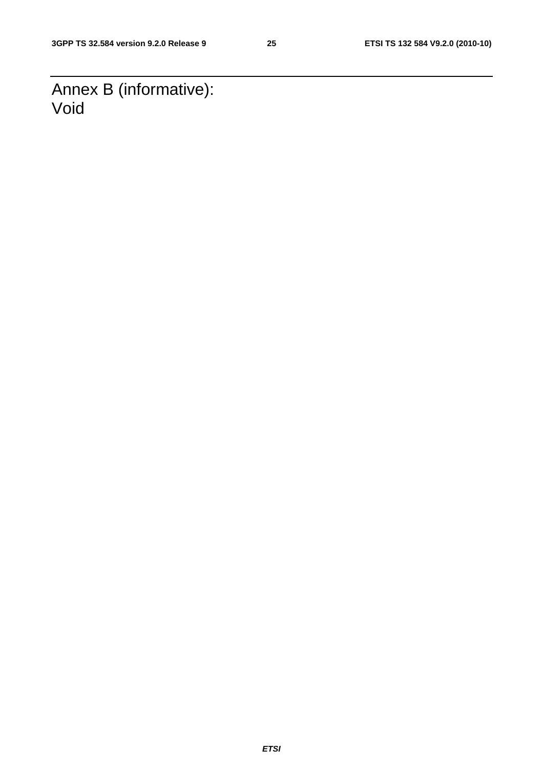# Annex B (informative): Void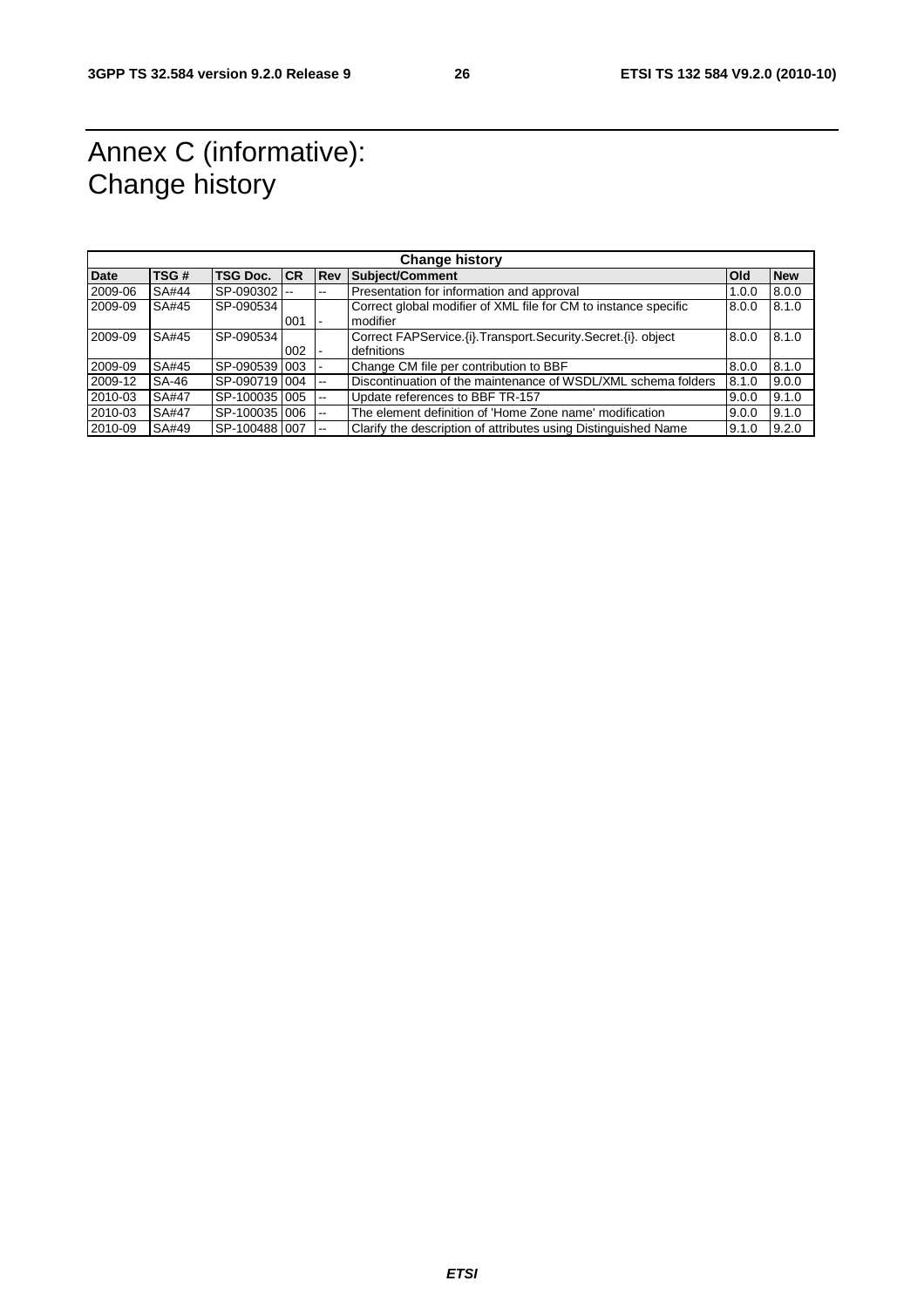# Annex C (informative): Change history

| Change history | | | | | | | |
|---|---|---|---|---|---|---|---|
| **Date** | **TSG #** | **TSG Doc.** | **CR** | **Rev** | **Subject/Comment** | **Old** | **New** |
| 2009-06 | SA#44 | SP-090302 | -- | -- | Presentation for information and approval | 1.0.0 | 8.0.0 |
| 2009-09 | SA#45 | SP-090534 | 001 | - | Correct global modifier of XML file for CM to instance specific modifier | 8.0.0 | 8.1.0 |
| 2009-09 | SA#45 | SP-090534 | 002 | - | Correct FAPService.{i}.Transport.Security.Secret.{i}. object defnitions | 8.0.0 | 8.1.0 |
| 2009-09 | SA#45 | SP-090539 | 003 | - | Change CM file per contribution to BBF | 8.0.0 | 8.1.0 |
| 2009-12 | SA-46 | SP-090719 | 004 | -- | Discontinuation of the maintenance of WSDL/XML schema folders | 8.1.0 | 9.0.0 |
| 2010-03 | SA#47 | SP-100035 | 005 | -- | Update references to BBF TR-157 | 9.0.0 | 9.1.0 |
| 2010-03 | SA#47 | SP-100035 | 006 | -- | The element definition of 'Home Zone name' modification | 9.0.0 | 9.1.0 |
| 2010-09 | SA#49 | SP-100488 | 007 | -- | Clarify the description of attributes using Distinguished Name | 9.1.0 | 9.2.0 |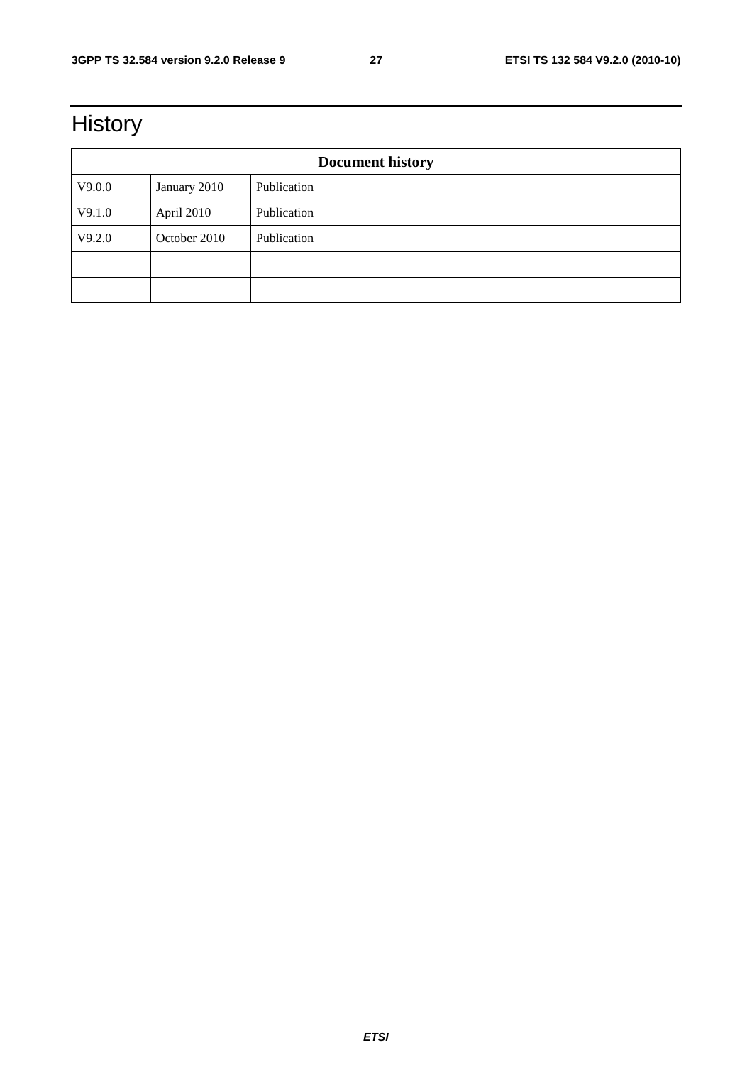# History

| Document history | | |
|---|---|---|
| V9.0.0 | January 2010 | Publication |
| V9.1.0 | April 2010 | Publication |
| V9.2.0 | October 2010 | Publication |
| | | |
| | | |